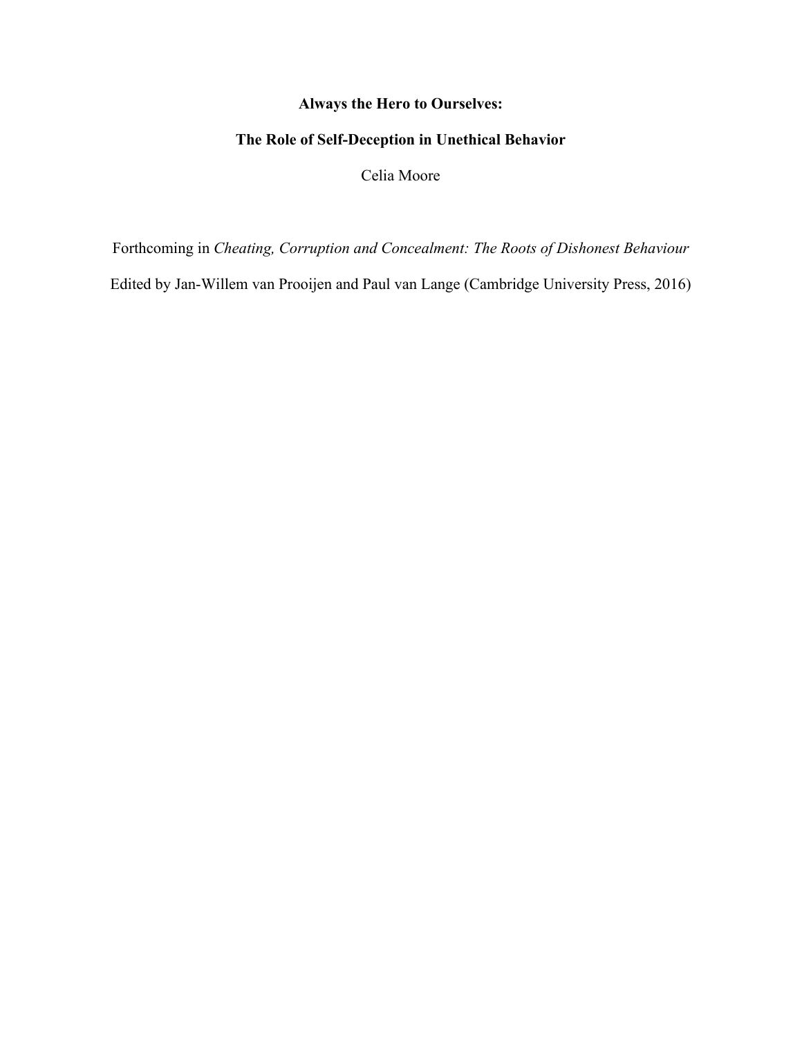# Always the Hero to Ourselves:

# The Role of Self-Deception in Unethical Behavior

Celia Moore

Forthcoming in *Cheating, Corruption and Concealment: The Roots of Dishonest Behaviour*

Edited by Jan-Willem van Prooijen and Paul van Lange (Cambridge University Press, 2016)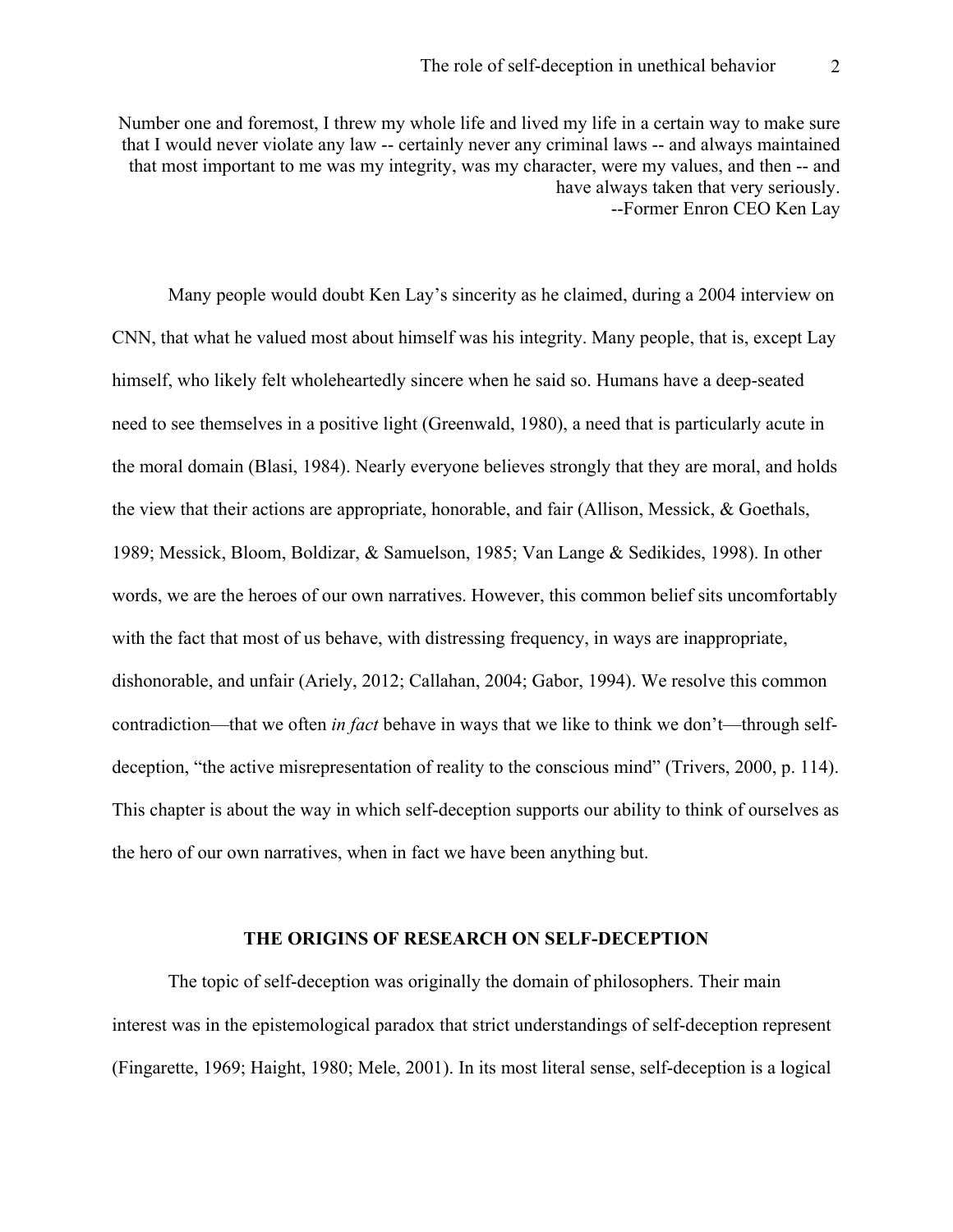> Number one and foremost, I threw my whole life and lived my life in a certain way to make sure that I would never violate any law -- certainly never any criminal laws -- and always maintained that most important to me was my integrity, was my character, were my values, and then -- and have always taken that very seriously.
> --Former Enron CEO Ken Lay

Many people would doubt Ken Lay's sincerity as he claimed, during a 2004 interview on CNN, that what he valued most about himself was his integrity. Many people, that is, except Lay himself, who likely felt wholeheartedly sincere when he said so. Humans have a deep-seated need to see themselves in a positive light (Greenwald, 1980), a need that is particularly acute in the moral domain (Blasi, 1984). Nearly everyone believes strongly that they are moral, and holds the view that their actions are appropriate, honorable, and fair (Allison, Messick, & Goethals, 1989; Messick, Bloom, Boldizar, & Samuelson, 1985; Van Lange & Sedikides, 1998). In other words, we are the heroes of our own narratives. However, this common belief sits uncomfortably with the fact that most of us behave, with distressing frequency, in ways are inappropriate, dishonorable, and unfair (Ariely, 2012; Callahan, 2004; Gabor, 1994). We resolve this common contradiction—that we often *in fact* behave in ways that we like to think we don't—through self-deception, "the active misrepresentation of reality to the conscious mind" (Trivers, 2000, p. 114). This chapter is about the way in which self-deception supports our ability to think of ourselves as the hero of our own narratives, when in fact we have been anything but.

## THE ORIGINS OF RESEARCH ON SELF-DECEPTION

The topic of self-deception was originally the domain of philosophers. Their main interest was in the epistemological paradox that strict understandings of self-deception represent (Fingarette, 1969; Haight, 1980; Mele, 2001). In its most literal sense, self-deception is a logical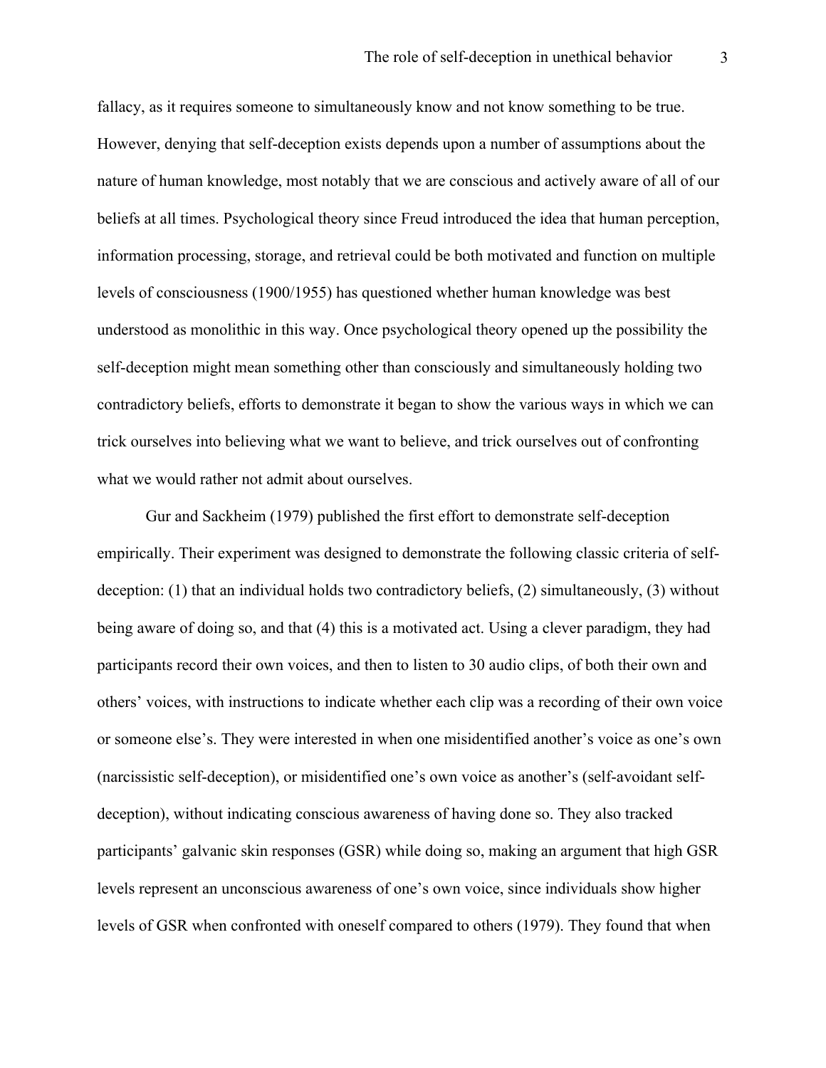fallacy, as it requires someone to simultaneously know and not know something to be true. However, denying that self-deception exists depends upon a number of assumptions about the nature of human knowledge, most notably that we are conscious and actively aware of all of our beliefs at all times. Psychological theory since Freud introduced the idea that human perception, information processing, storage, and retrieval could be both motivated and function on multiple levels of consciousness (1900/1955) has questioned whether human knowledge was best understood as monolithic in this way. Once psychological theory opened up the possibility the self-deception might mean something other than consciously and simultaneously holding two contradictory beliefs, efforts to demonstrate it began to show the various ways in which we can trick ourselves into believing what we want to believe, and trick ourselves out of confronting what we would rather not admit about ourselves.

Gur and Sackheim (1979) published the first effort to demonstrate self-deception empirically. Their experiment was designed to demonstrate the following classic criteria of self-deception: (1) that an individual holds two contradictory beliefs, (2) simultaneously, (3) without being aware of doing so, and that (4) this is a motivated act. Using a clever paradigm, they had participants record their own voices, and then to listen to 30 audio clips, of both their own and others' voices, with instructions to indicate whether each clip was a recording of their own voice or someone else's. They were interested in when one misidentified another's voice as one's own (narcissistic self-deception), or misidentified one's own voice as another's (self-avoidant self-deception), without indicating conscious awareness of having done so. They also tracked participants' galvanic skin responses (GSR) while doing so, making an argument that high GSR levels represent an unconscious awareness of one's own voice, since individuals show higher levels of GSR when confronted with oneself compared to others (1979). They found that when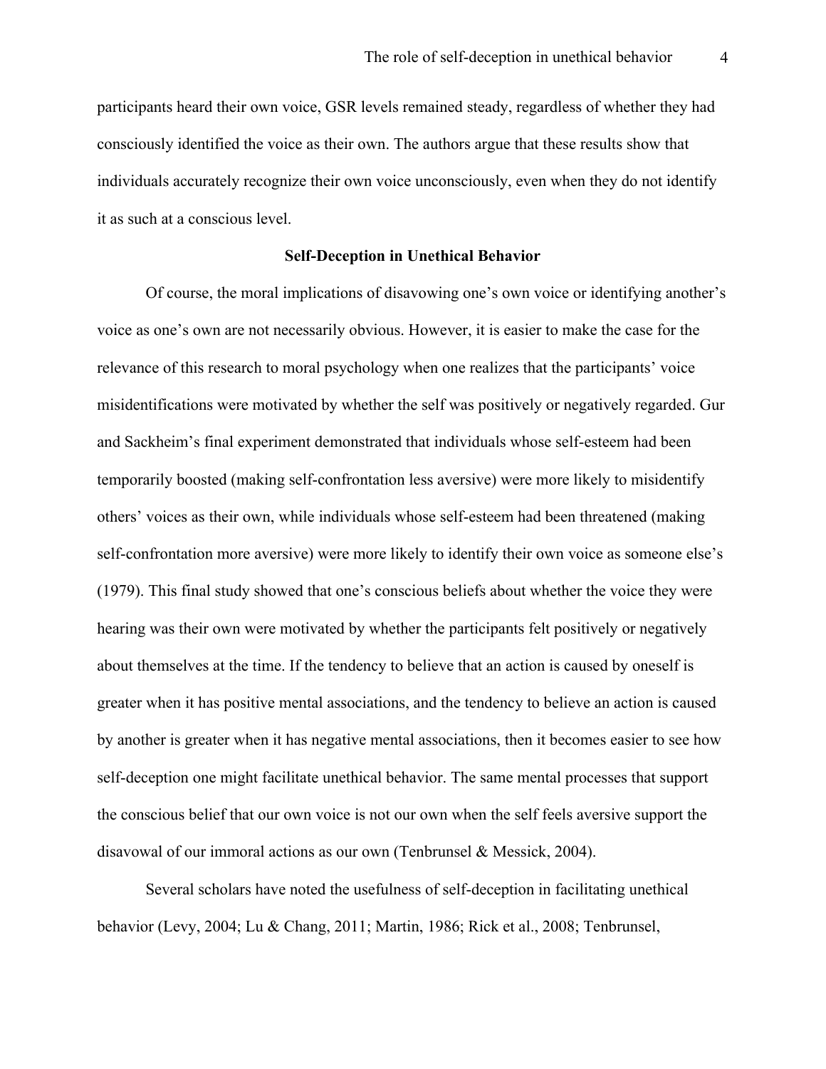participants heard their own voice, GSR levels remained steady, regardless of whether they had consciously identified the voice as their own. The authors argue that these results show that individuals accurately recognize their own voice unconsciously, even when they do not identify it as such at a conscious level.

## Self-Deception in Unethical Behavior

Of course, the moral implications of disavowing one's own voice or identifying another's voice as one's own are not necessarily obvious. However, it is easier to make the case for the relevance of this research to moral psychology when one realizes that the participants' voice misidentifications were motivated by whether the self was positively or negatively regarded. Gur and Sackheim's final experiment demonstrated that individuals whose self-esteem had been temporarily boosted (making self-confrontation less aversive) were more likely to misidentify others' voices as their own, while individuals whose self-esteem had been threatened (making self-confrontation more aversive) were more likely to identify their own voice as someone else's (1979). This final study showed that one's conscious beliefs about whether the voice they were hearing was their own were motivated by whether the participants felt positively or negatively about themselves at the time. If the tendency to believe that an action is caused by oneself is greater when it has positive mental associations, and the tendency to believe an action is caused by another is greater when it has negative mental associations, then it becomes easier to see how self-deception one might facilitate unethical behavior. The same mental processes that support the conscious belief that our own voice is not our own when the self feels aversive support the disavowal of our immoral actions as our own (Tenbrunsel & Messick, 2004).

Several scholars have noted the usefulness of self-deception in facilitating unethical behavior (Levy, 2004; Lu & Chang, 2011; Martin, 1986; Rick et al., 2008; Tenbrunsel,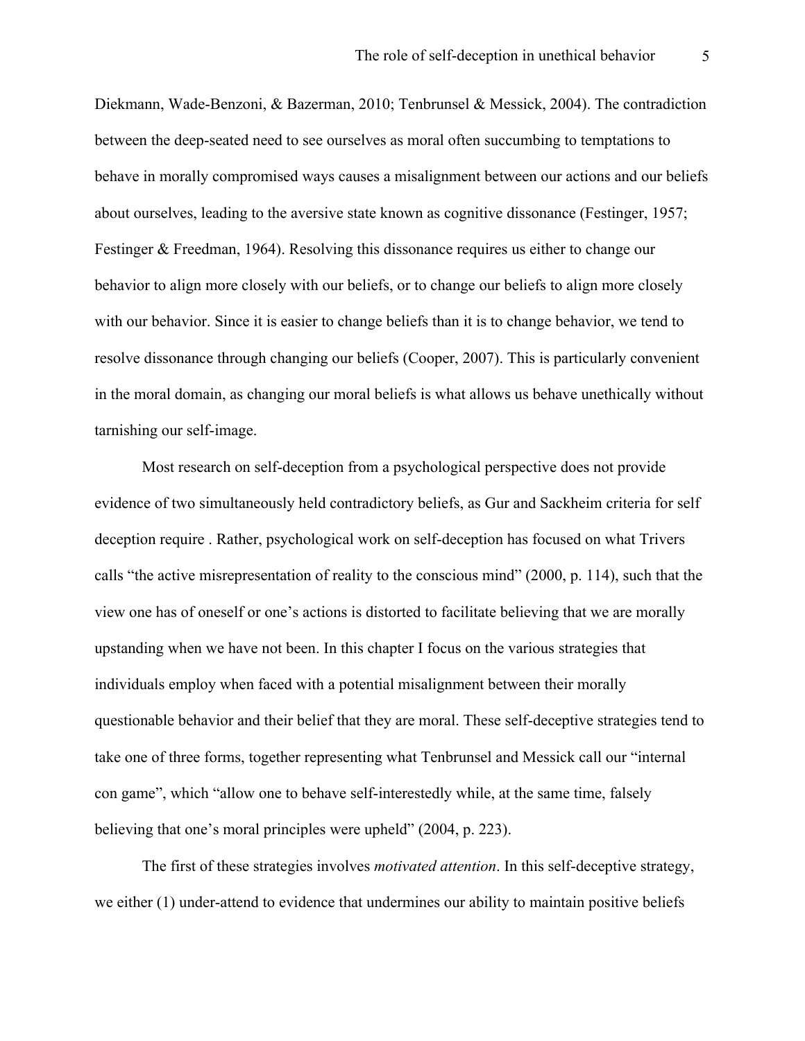Diekmann, Wade-Benzoni, & Bazerman, 2010; Tenbrunsel & Messick, 2004). The contradiction between the deep-seated need to see ourselves as moral often succumbing to temptations to behave in morally compromised ways causes a misalignment between our actions and our beliefs about ourselves, leading to the aversive state known as cognitive dissonance (Festinger, 1957; Festinger & Freedman, 1964). Resolving this dissonance requires us either to change our behavior to align more closely with our beliefs, or to change our beliefs to align more closely with our behavior. Since it is easier to change beliefs than it is to change behavior, we tend to resolve dissonance through changing our beliefs (Cooper, 2007). This is particularly convenient in the moral domain, as changing our moral beliefs is what allows us behave unethically without tarnishing our self-image.

Most research on self-deception from a psychological perspective does not provide evidence of two simultaneously held contradictory beliefs, as Gur and Sackheim criteria for self deception require . Rather, psychological work on self-deception has focused on what Trivers calls "the active misrepresentation of reality to the conscious mind" (2000, p. 114), such that the view one has of oneself or one's actions is distorted to facilitate believing that we are morally upstanding when we have not been. In this chapter I focus on the various strategies that individuals employ when faced with a potential misalignment between their morally questionable behavior and their belief that they are moral. These self-deceptive strategies tend to take one of three forms, together representing what Tenbrunsel and Messick call our "internal con game", which "allow one to behave self-interestedly while, at the same time, falsely believing that one's moral principles were upheld" (2004, p. 223).

The first of these strategies involves *motivated attention*. In this self-deceptive strategy, we either (1) under-attend to evidence that undermines our ability to maintain positive beliefs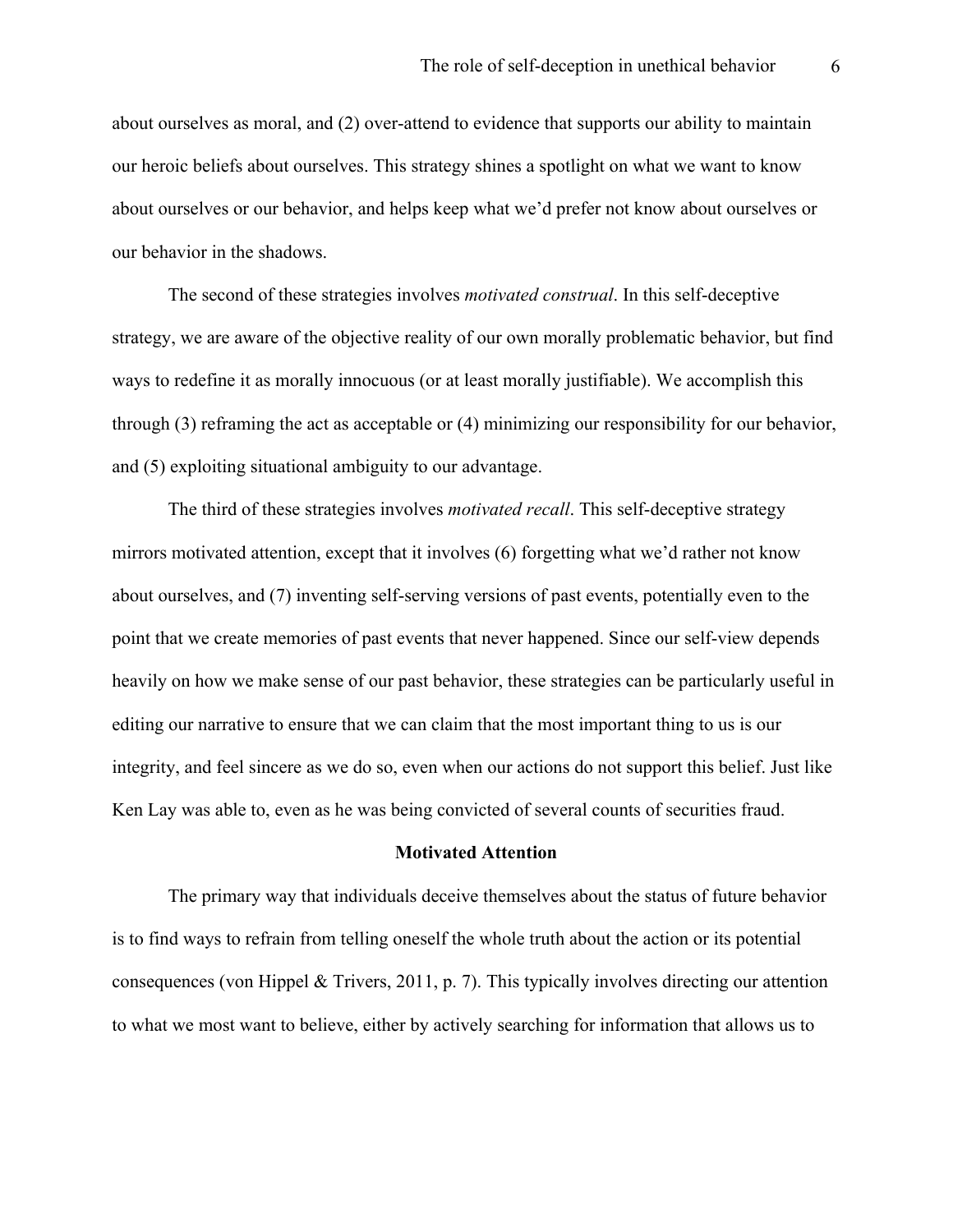about ourselves as moral, and (2) over-attend to evidence that supports our ability to maintain our heroic beliefs about ourselves. This strategy shines a spotlight on what we want to know about ourselves or our behavior, and helps keep what we'd prefer not know about ourselves or our behavior in the shadows.

The second of these strategies involves *motivated construal*. In this self-deceptive strategy, we are aware of the objective reality of our own morally problematic behavior, but find ways to redefine it as morally innocuous (or at least morally justifiable). We accomplish this through (3) reframing the act as acceptable or (4) minimizing our responsibility for our behavior, and (5) exploiting situational ambiguity to our advantage.

The third of these strategies involves *motivated recall*. This self-deceptive strategy mirrors motivated attention, except that it involves (6) forgetting what we'd rather not know about ourselves, and (7) inventing self-serving versions of past events, potentially even to the point that we create memories of past events that never happened. Since our self-view depends heavily on how we make sense of our past behavior, these strategies can be particularly useful in editing our narrative to ensure that we can claim that the most important thing to us is our integrity, and feel sincere as we do so, even when our actions do not support this belief. Just like Ken Lay was able to, even as he was being convicted of several counts of securities fraud.

## Motivated Attention

The primary way that individuals deceive themselves about the status of future behavior is to find ways to refrain from telling oneself the whole truth about the action or its potential consequences (von Hippel & Trivers, 2011, p. 7). This typically involves directing our attention to what we most want to believe, either by actively searching for information that allows us to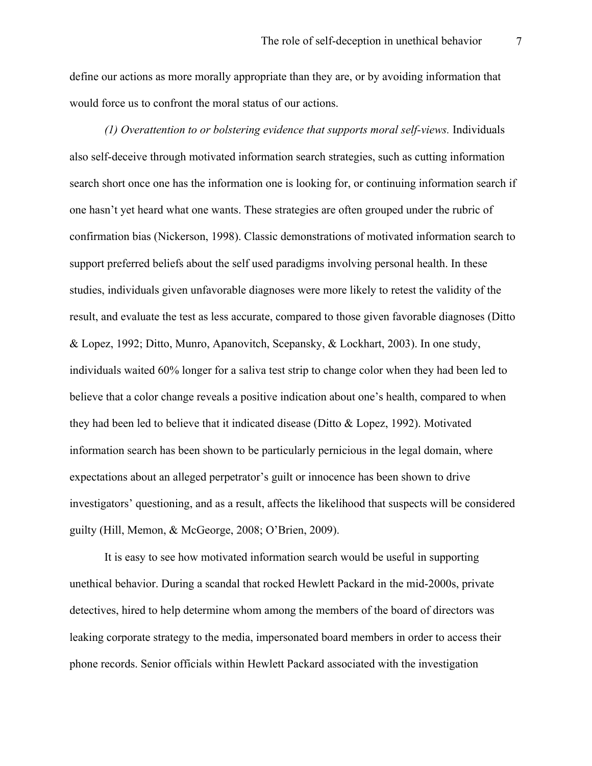define our actions as more morally appropriate than they are, or by avoiding information that would force us to confront the moral status of our actions.

*(1) Overattention to or bolstering evidence that supports moral self-views.* Individuals also self-deceive through motivated information search strategies, such as cutting information search short once one has the information one is looking for, or continuing information search if one hasn't yet heard what one wants. These strategies are often grouped under the rubric of confirmation bias (Nickerson, 1998). Classic demonstrations of motivated information search to support preferred beliefs about the self used paradigms involving personal health. In these studies, individuals given unfavorable diagnoses were more likely to retest the validity of the result, and evaluate the test as less accurate, compared to those given favorable diagnoses (Ditto & Lopez, 1992; Ditto, Munro, Apanovitch, Scepansky, & Lockhart, 2003). In one study, individuals waited 60% longer for a saliva test strip to change color when they had been led to believe that a color change reveals a positive indication about one's health, compared to when they had been led to believe that it indicated disease (Ditto & Lopez, 1992). Motivated information search has been shown to be particularly pernicious in the legal domain, where expectations about an alleged perpetrator's guilt or innocence has been shown to drive investigators' questioning, and as a result, affects the likelihood that suspects will be considered guilty (Hill, Memon, & McGeorge, 2008; O'Brien, 2009).

It is easy to see how motivated information search would be useful in supporting unethical behavior. During a scandal that rocked Hewlett Packard in the mid-2000s, private detectives, hired to help determine whom among the members of the board of directors was leaking corporate strategy to the media, impersonated board members in order to access their phone records. Senior officials within Hewlett Packard associated with the investigation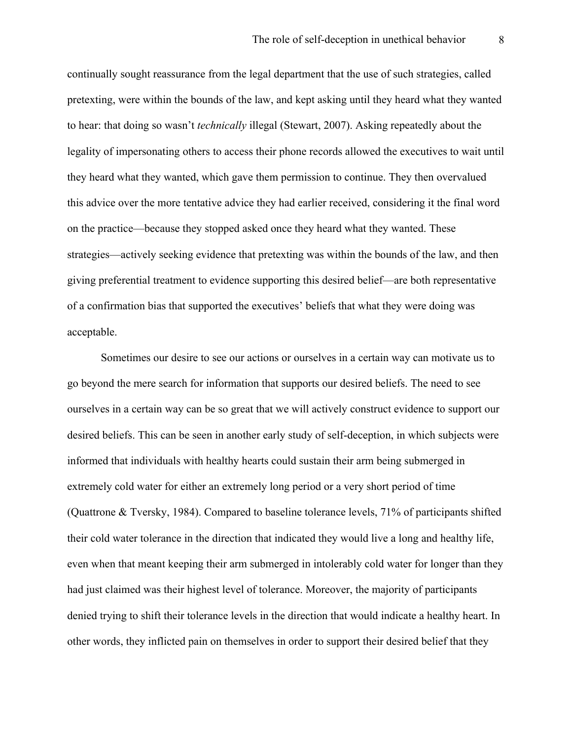continually sought reassurance from the legal department that the use of such strategies, called pretexting, were within the bounds of the law, and kept asking until they heard what they wanted to hear: that doing so wasn't *technically* illegal (Stewart, 2007). Asking repeatedly about the legality of impersonating others to access their phone records allowed the executives to wait until they heard what they wanted, which gave them permission to continue. They then overvalued this advice over the more tentative advice they had earlier received, considering it the final word on the practice—because they stopped asked once they heard what they wanted. These strategies—actively seeking evidence that pretexting was within the bounds of the law, and then giving preferential treatment to evidence supporting this desired belief—are both representative of a confirmation bias that supported the executives' beliefs that what they were doing was acceptable.

Sometimes our desire to see our actions or ourselves in a certain way can motivate us to go beyond the mere search for information that supports our desired beliefs. The need to see ourselves in a certain way can be so great that we will actively construct evidence to support our desired beliefs. This can be seen in another early study of self-deception, in which subjects were informed that individuals with healthy hearts could sustain their arm being submerged in extremely cold water for either an extremely long period or a very short period of time (Quattrone & Tversky, 1984). Compared to baseline tolerance levels, 71% of participants shifted their cold water tolerance in the direction that indicated they would live a long and healthy life, even when that meant keeping their arm submerged in intolerably cold water for longer than they had just claimed was their highest level of tolerance. Moreover, the majority of participants denied trying to shift their tolerance levels in the direction that would indicate a healthy heart. In other words, they inflicted pain on themselves in order to support their desired belief that they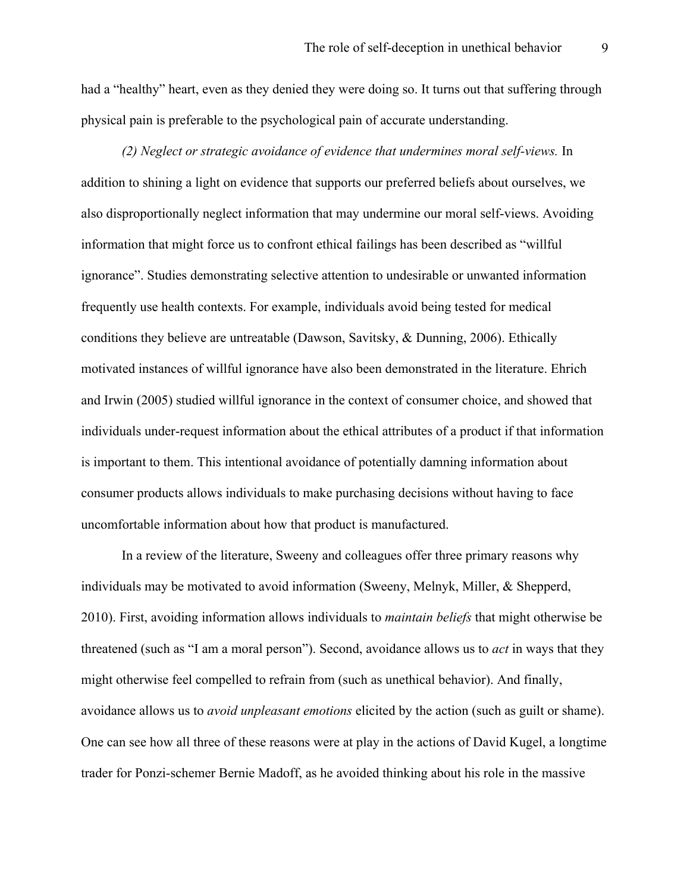had a "healthy" heart, even as they denied they were doing so. It turns out that suffering through physical pain is preferable to the psychological pain of accurate understanding.

*(2) Neglect or strategic avoidance of evidence that undermines moral self-views.* In addition to shining a light on evidence that supports our preferred beliefs about ourselves, we also disproportionally neglect information that may undermine our moral self-views. Avoiding information that might force us to confront ethical failings has been described as "willful ignorance". Studies demonstrating selective attention to undesirable or unwanted information frequently use health contexts. For example, individuals avoid being tested for medical conditions they believe are untreatable (Dawson, Savitsky, & Dunning, 2006). Ethically motivated instances of willful ignorance have also been demonstrated in the literature. Ehrich and Irwin (2005) studied willful ignorance in the context of consumer choice, and showed that individuals under-request information about the ethical attributes of a product if that information is important to them. This intentional avoidance of potentially damning information about consumer products allows individuals to make purchasing decisions without having to face uncomfortable information about how that product is manufactured.

In a review of the literature, Sweeny and colleagues offer three primary reasons why individuals may be motivated to avoid information (Sweeny, Melnyk, Miller, & Shepperd, 2010). First, avoiding information allows individuals to *maintain beliefs* that might otherwise be threatened (such as "I am a moral person"). Second, avoidance allows us to *act* in ways that they might otherwise feel compelled to refrain from (such as unethical behavior). And finally, avoidance allows us to *avoid unpleasant emotions* elicited by the action (such as guilt or shame). One can see how all three of these reasons were at play in the actions of David Kugel, a longtime trader for Ponzi-schemer Bernie Madoff, as he avoided thinking about his role in the massive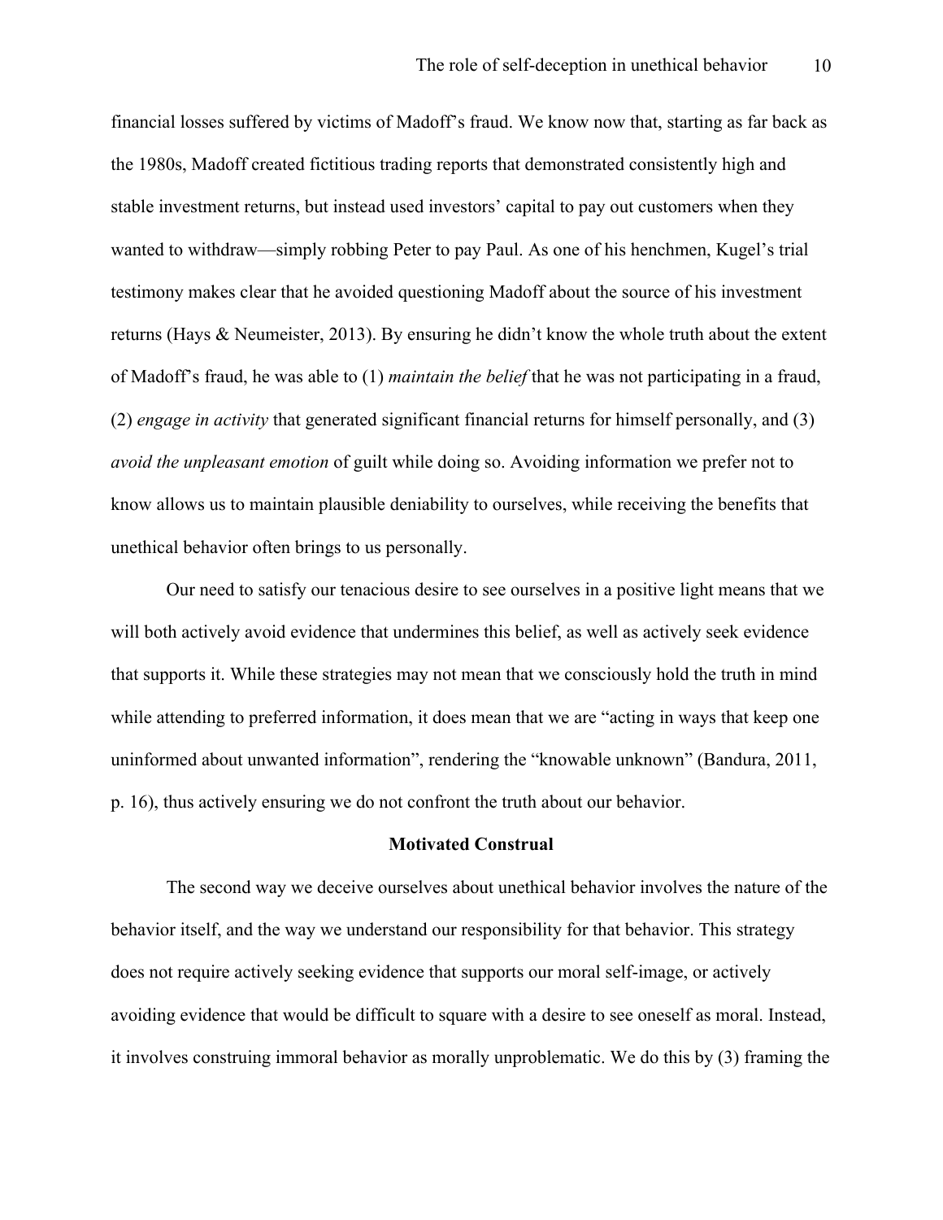financial losses suffered by victims of Madoff's fraud. We know now that, starting as far back as the 1980s, Madoff created fictitious trading reports that demonstrated consistently high and stable investment returns, but instead used investors' capital to pay out customers when they wanted to withdraw—simply robbing Peter to pay Paul. As one of his henchmen, Kugel's trial testimony makes clear that he avoided questioning Madoff about the source of his investment returns (Hays & Neumeister, 2013). By ensuring he didn't know the whole truth about the extent of Madoff's fraud, he was able to (1) *maintain the belief* that he was not participating in a fraud, (2) *engage in activity* that generated significant financial returns for himself personally, and (3) *avoid the unpleasant emotion* of guilt while doing so. Avoiding information we prefer not to know allows us to maintain plausible deniability to ourselves, while receiving the benefits that unethical behavior often brings to us personally.

Our need to satisfy our tenacious desire to see ourselves in a positive light means that we will both actively avoid evidence that undermines this belief, as well as actively seek evidence that supports it. While these strategies may not mean that we consciously hold the truth in mind while attending to preferred information, it does mean that we are "acting in ways that keep one uninformed about unwanted information", rendering the "knowable unknown" (Bandura, 2011, p. 16), thus actively ensuring we do not confront the truth about our behavior.

## Motivated Construal

The second way we deceive ourselves about unethical behavior involves the nature of the behavior itself, and the way we understand our responsibility for that behavior. This strategy does not require actively seeking evidence that supports our moral self-image, or actively avoiding evidence that would be difficult to square with a desire to see oneself as moral. Instead, it involves construing immoral behavior as morally unproblematic. We do this by (3) framing the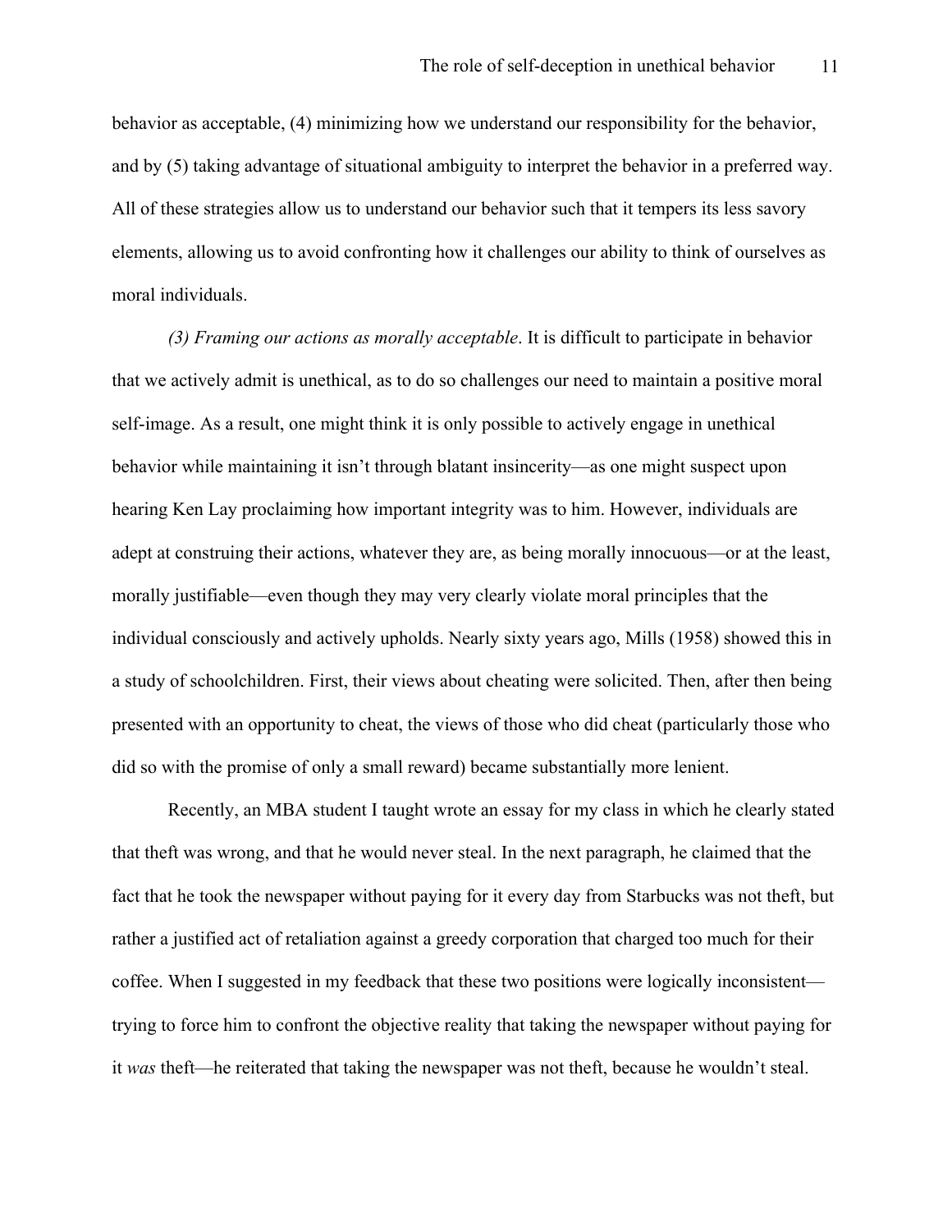behavior as acceptable, (4) minimizing how we understand our responsibility for the behavior, and by (5) taking advantage of situational ambiguity to interpret the behavior in a preferred way. All of these strategies allow us to understand our behavior such that it tempers its less savory elements, allowing us to avoid confronting how it challenges our ability to think of ourselves as moral individuals.

*(3) Framing our actions as morally acceptable*. It is difficult to participate in behavior that we actively admit is unethical, as to do so challenges our need to maintain a positive moral self-image. As a result, one might think it is only possible to actively engage in unethical behavior while maintaining it isn't through blatant insincerity—as one might suspect upon hearing Ken Lay proclaiming how important integrity was to him. However, individuals are adept at construing their actions, whatever they are, as being morally innocuous—or at the least, morally justifiable—even though they may very clearly violate moral principles that the individual consciously and actively upholds. Nearly sixty years ago, Mills (1958) showed this in a study of schoolchildren. First, their views about cheating were solicited. Then, after then being presented with an opportunity to cheat, the views of those who did cheat (particularly those who did so with the promise of only a small reward) became substantially more lenient.

Recently, an MBA student I taught wrote an essay for my class in which he clearly stated that theft was wrong, and that he would never steal. In the next paragraph, he claimed that the fact that he took the newspaper without paying for it every day from Starbucks was not theft, but rather a justified act of retaliation against a greedy corporation that charged too much for their coffee. When I suggested in my feedback that these two positions were logically inconsistent—trying to force him to confront the objective reality that taking the newspaper without paying for it *was* theft—he reiterated that taking the newspaper was not theft, because he wouldn't steal.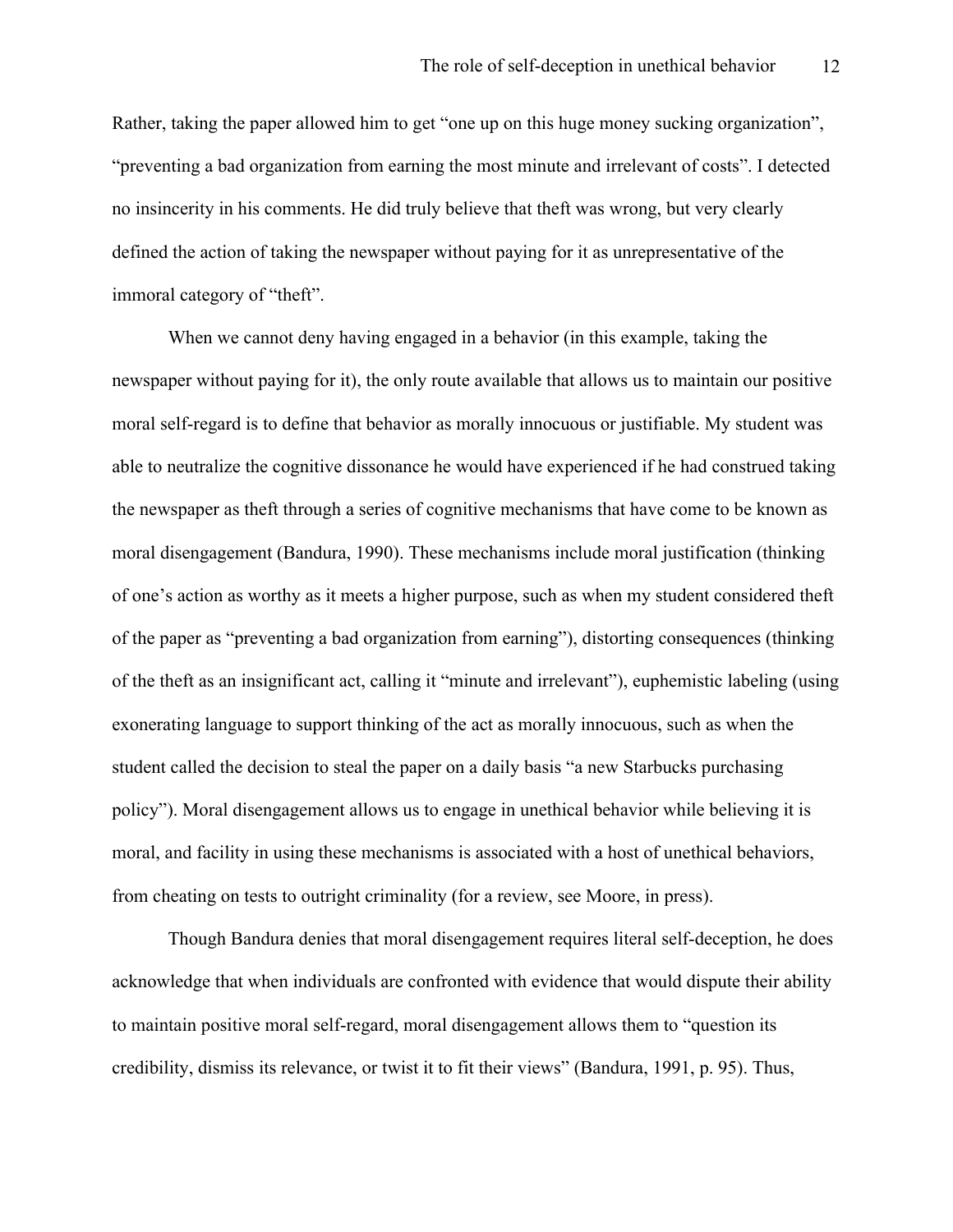Rather, taking the paper allowed him to get "one up on this huge money sucking organization", "preventing a bad organization from earning the most minute and irrelevant of costs". I detected no insincerity in his comments. He did truly believe that theft was wrong, but very clearly defined the action of taking the newspaper without paying for it as unrepresentative of the immoral category of "theft".

When we cannot deny having engaged in a behavior (in this example, taking the newspaper without paying for it), the only route available that allows us to maintain our positive moral self-regard is to define that behavior as morally innocuous or justifiable. My student was able to neutralize the cognitive dissonance he would have experienced if he had construed taking the newspaper as theft through a series of cognitive mechanisms that have come to be known as moral disengagement (Bandura, 1990). These mechanisms include moral justification (thinking of one's action as worthy as it meets a higher purpose, such as when my student considered theft of the paper as "preventing a bad organization from earning"), distorting consequences (thinking of the theft as an insignificant act, calling it "minute and irrelevant"), euphemistic labeling (using exonerating language to support thinking of the act as morally innocuous, such as when the student called the decision to steal the paper on a daily basis "a new Starbucks purchasing policy"). Moral disengagement allows us to engage in unethical behavior while believing it is moral, and facility in using these mechanisms is associated with a host of unethical behaviors, from cheating on tests to outright criminality (for a review, see Moore, in press).

Though Bandura denies that moral disengagement requires literal self-deception, he does acknowledge that when individuals are confronted with evidence that would dispute their ability to maintain positive moral self-regard, moral disengagement allows them to "question its credibility, dismiss its relevance, or twist it to fit their views" (Bandura, 1991, p. 95). Thus,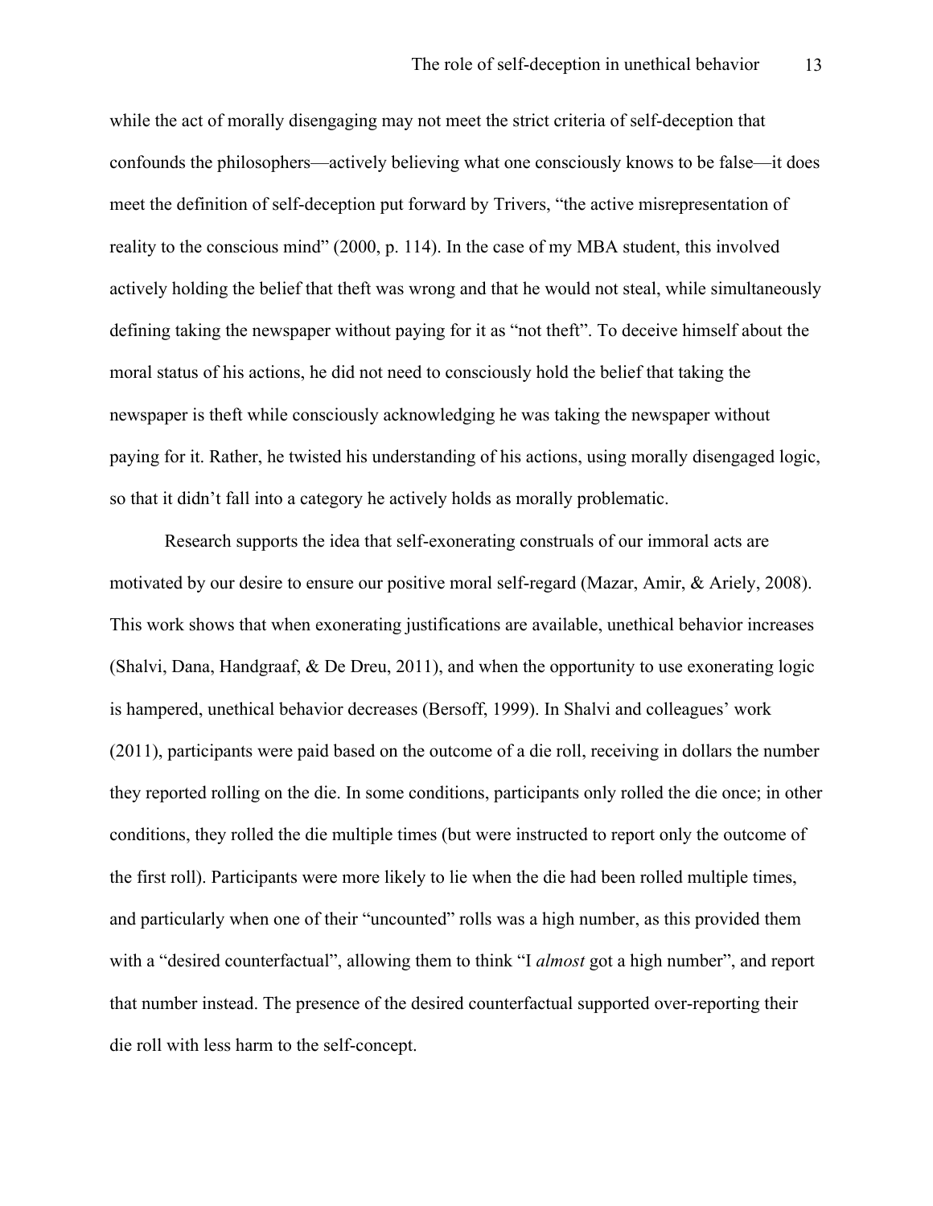while the act of morally disengaging may not meet the strict criteria of self-deception that confounds the philosophers—actively believing what one consciously knows to be false—it does meet the definition of self-deception put forward by Trivers, "the active misrepresentation of reality to the conscious mind" (2000, p. 114). In the case of my MBA student, this involved actively holding the belief that theft was wrong and that he would not steal, while simultaneously defining taking the newspaper without paying for it as "not theft". To deceive himself about the moral status of his actions, he did not need to consciously hold the belief that taking the newspaper is theft while consciously acknowledging he was taking the newspaper without paying for it. Rather, he twisted his understanding of his actions, using morally disengaged logic, so that it didn't fall into a category he actively holds as morally problematic.

Research supports the idea that self-exonerating construals of our immoral acts are motivated by our desire to ensure our positive moral self-regard (Mazar, Amir, & Ariely, 2008). This work shows that when exonerating justifications are available, unethical behavior increases (Shalvi, Dana, Handgraaf, & De Dreu, 2011), and when the opportunity to use exonerating logic is hampered, unethical behavior decreases (Bersoff, 1999). In Shalvi and colleagues' work (2011), participants were paid based on the outcome of a die roll, receiving in dollars the number they reported rolling on the die. In some conditions, participants only rolled the die once; in other conditions, they rolled the die multiple times (but were instructed to report only the outcome of the first roll). Participants were more likely to lie when the die had been rolled multiple times, and particularly when one of their "uncounted" rolls was a high number, as this provided them with a "desired counterfactual", allowing them to think "I *almost* got a high number", and report that number instead. The presence of the desired counterfactual supported over-reporting their die roll with less harm to the self-concept.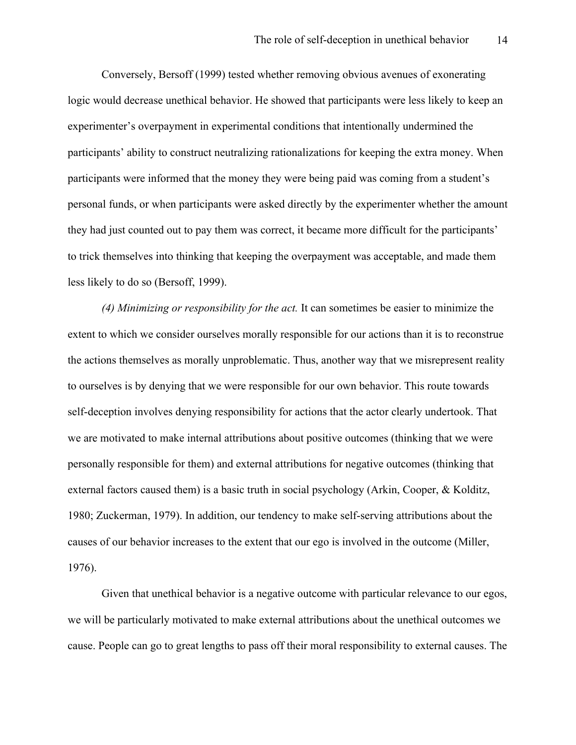Conversely, Bersoff (1999) tested whether removing obvious avenues of exonerating logic would decrease unethical behavior. He showed that participants were less likely to keep an experimenter's overpayment in experimental conditions that intentionally undermined the participants' ability to construct neutralizing rationalizations for keeping the extra money. When participants were informed that the money they were being paid was coming from a student's personal funds, or when participants were asked directly by the experimenter whether the amount they had just counted out to pay them was correct, it became more difficult for the participants' to trick themselves into thinking that keeping the overpayment was acceptable, and made them less likely to do so (Bersoff, 1999).

*(4) Minimizing or responsibility for the act.* It can sometimes be easier to minimize the extent to which we consider ourselves morally responsible for our actions than it is to reconstrue the actions themselves as morally unproblematic. Thus, another way that we misrepresent reality to ourselves is by denying that we were responsible for our own behavior. This route towards self-deception involves denying responsibility for actions that the actor clearly undertook. That we are motivated to make internal attributions about positive outcomes (thinking that we were personally responsible for them) and external attributions for negative outcomes (thinking that external factors caused them) is a basic truth in social psychology (Arkin, Cooper, & Kolditz, 1980; Zuckerman, 1979). In addition, our tendency to make self-serving attributions about the causes of our behavior increases to the extent that our ego is involved in the outcome (Miller, 1976).

Given that unethical behavior is a negative outcome with particular relevance to our egos, we will be particularly motivated to make external attributions about the unethical outcomes we cause. People can go to great lengths to pass off their moral responsibility to external causes. The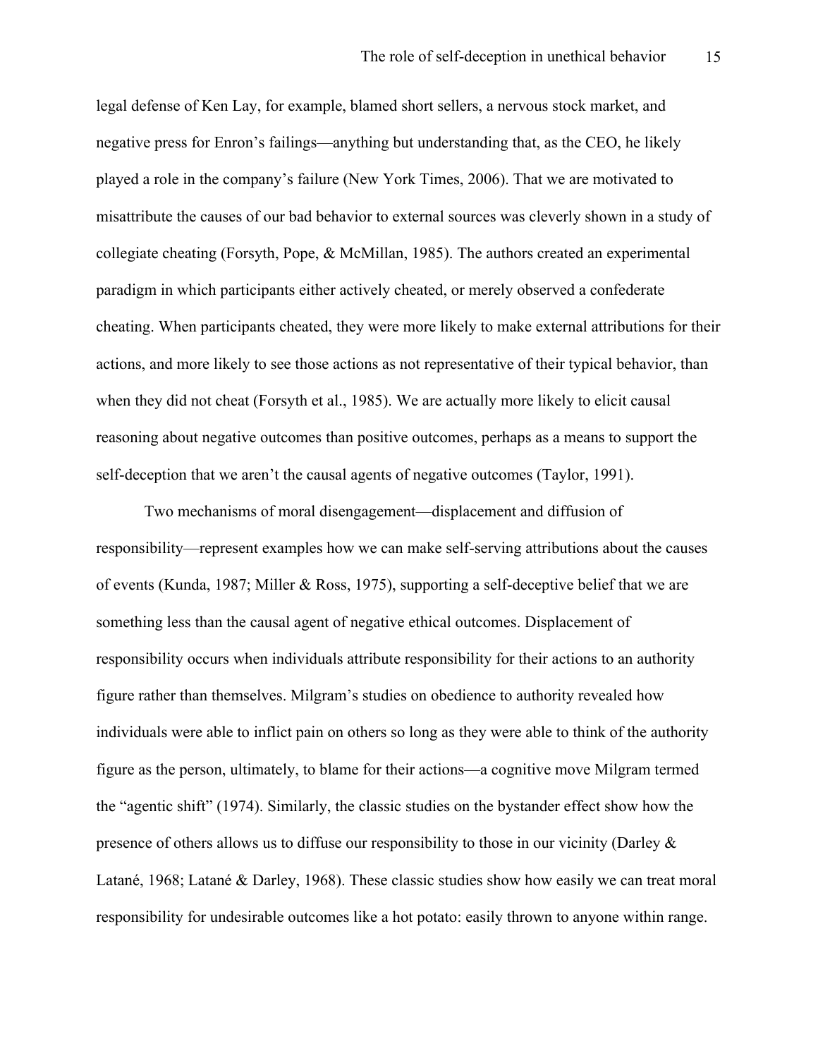legal defense of Ken Lay, for example, blamed short sellers, a nervous stock market, and negative press for Enron's failings—anything but understanding that, as the CEO, he likely played a role in the company's failure (New York Times, 2006). That we are motivated to misattribute the causes of our bad behavior to external sources was cleverly shown in a study of collegiate cheating (Forsyth, Pope, & McMillan, 1985). The authors created an experimental paradigm in which participants either actively cheated, or merely observed a confederate cheating. When participants cheated, they were more likely to make external attributions for their actions, and more likely to see those actions as not representative of their typical behavior, than when they did not cheat (Forsyth et al., 1985). We are actually more likely to elicit causal reasoning about negative outcomes than positive outcomes, perhaps as a means to support the self-deception that we aren't the causal agents of negative outcomes (Taylor, 1991).

Two mechanisms of moral disengagement—displacement and diffusion of responsibility—represent examples how we can make self-serving attributions about the causes of events (Kunda, 1987; Miller & Ross, 1975), supporting a self-deceptive belief that we are something less than the causal agent of negative ethical outcomes. Displacement of responsibility occurs when individuals attribute responsibility for their actions to an authority figure rather than themselves. Milgram's studies on obedience to authority revealed how individuals were able to inflict pain on others so long as they were able to think of the authority figure as the person, ultimately, to blame for their actions—a cognitive move Milgram termed the "agentic shift" (1974). Similarly, the classic studies on the bystander effect show how the presence of others allows us to diffuse our responsibility to those in our vicinity (Darley & Latané, 1968; Latané & Darley, 1968). These classic studies show how easily we can treat moral responsibility for undesirable outcomes like a hot potato: easily thrown to anyone within range.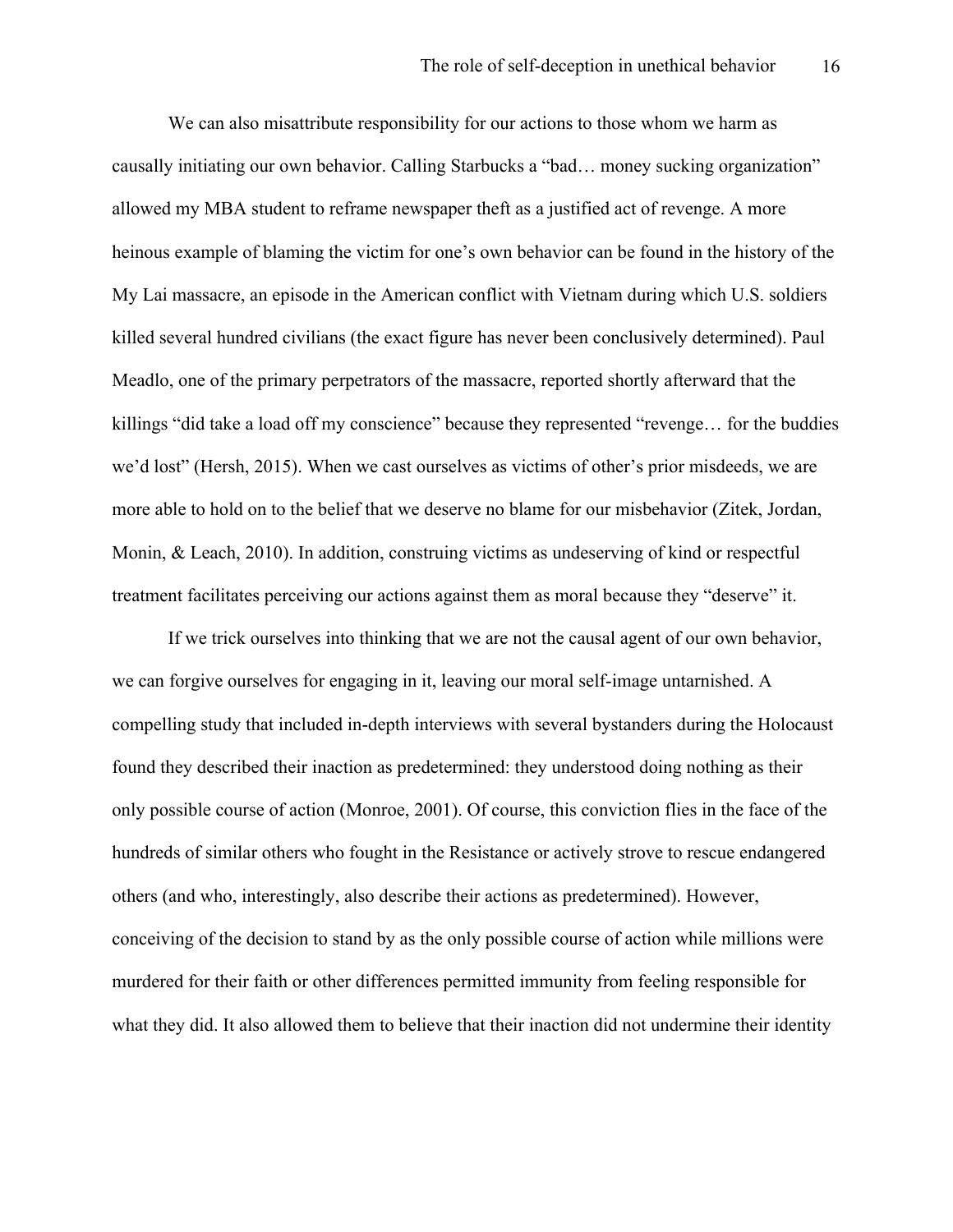We can also misattribute responsibility for our actions to those whom we harm as causally initiating our own behavior. Calling Starbucks a "bad… money sucking organization" allowed my MBA student to reframe newspaper theft as a justified act of revenge. A more heinous example of blaming the victim for one's own behavior can be found in the history of the My Lai massacre, an episode in the American conflict with Vietnam during which U.S. soldiers killed several hundred civilians (the exact figure has never been conclusively determined). Paul Meadlo, one of the primary perpetrators of the massacre, reported shortly afterward that the killings "did take a load off my conscience" because they represented "revenge… for the buddies we'd lost" (Hersh, 2015). When we cast ourselves as victims of other's prior misdeeds, we are more able to hold on to the belief that we deserve no blame for our misbehavior (Zitek, Jordan, Monin, & Leach, 2010). In addition, construing victims as undeserving of kind or respectful treatment facilitates perceiving our actions against them as moral because they "deserve" it.

If we trick ourselves into thinking that we are not the causal agent of our own behavior, we can forgive ourselves for engaging in it, leaving our moral self-image untarnished. A compelling study that included in-depth interviews with several bystanders during the Holocaust found they described their inaction as predetermined: they understood doing nothing as their only possible course of action (Monroe, 2001). Of course, this conviction flies in the face of the hundreds of similar others who fought in the Resistance or actively strove to rescue endangered others (and who, interestingly, also describe their actions as predetermined). However, conceiving of the decision to stand by as the only possible course of action while millions were murdered for their faith or other differences permitted immunity from feeling responsible for what they did. It also allowed them to believe that their inaction did not undermine their identity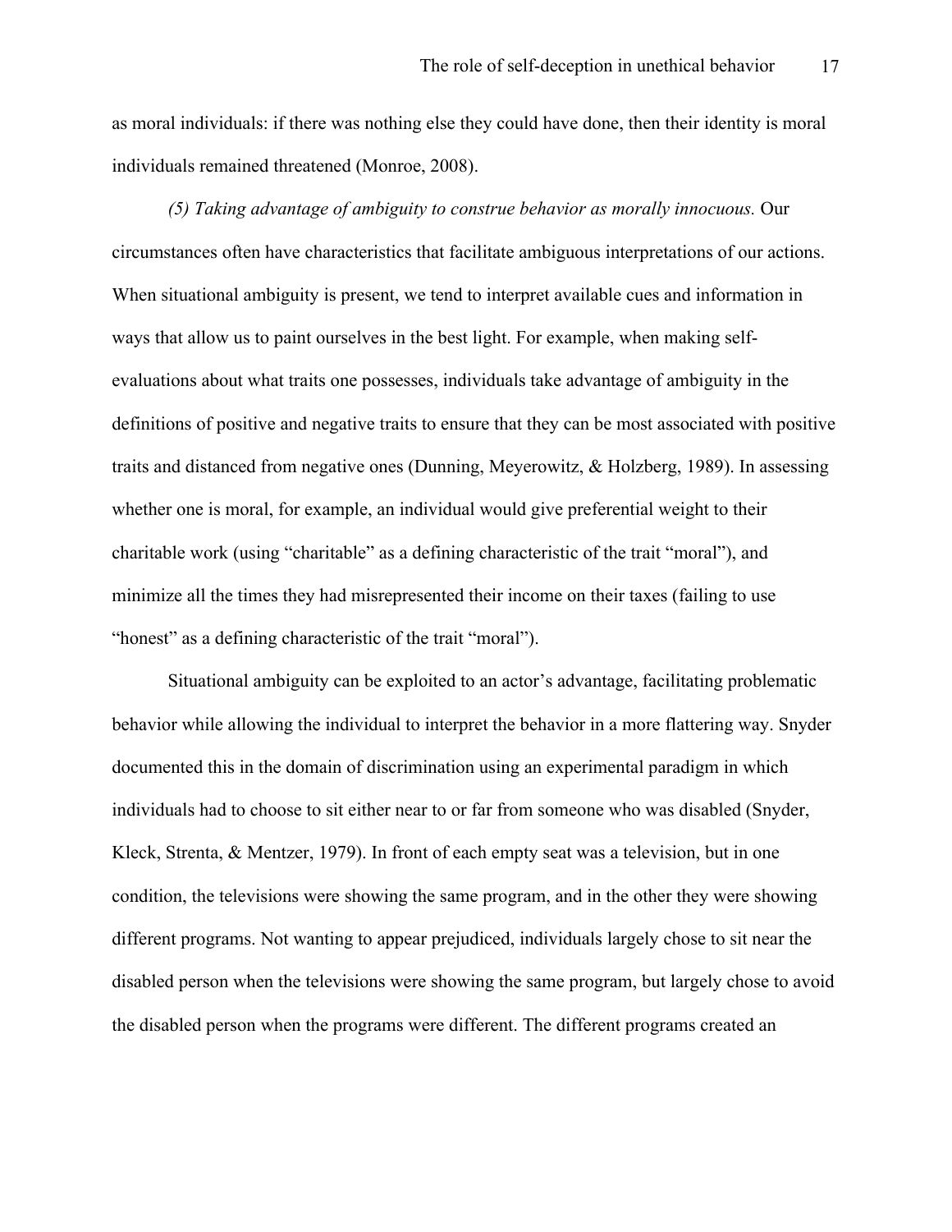as moral individuals: if there was nothing else they could have done, then their identity is moral individuals remained threatened (Monroe, 2008).

*(5) Taking advantage of ambiguity to construe behavior as morally innocuous.* Our circumstances often have characteristics that facilitate ambiguous interpretations of our actions. When situational ambiguity is present, we tend to interpret available cues and information in ways that allow us to paint ourselves in the best light. For example, when making self-evaluations about what traits one possesses, individuals take advantage of ambiguity in the definitions of positive and negative traits to ensure that they can be most associated with positive traits and distanced from negative ones (Dunning, Meyerowitz, & Holzberg, 1989). In assessing whether one is moral, for example, an individual would give preferential weight to their charitable work (using "charitable" as a defining characteristic of the trait "moral"), and minimize all the times they had misrepresented their income on their taxes (failing to use "honest" as a defining characteristic of the trait "moral").

Situational ambiguity can be exploited to an actor's advantage, facilitating problematic behavior while allowing the individual to interpret the behavior in a more flattering way. Snyder documented this in the domain of discrimination using an experimental paradigm in which individuals had to choose to sit either near to or far from someone who was disabled (Snyder, Kleck, Strenta, & Mentzer, 1979). In front of each empty seat was a television, but in one condition, the televisions were showing the same program, and in the other they were showing different programs. Not wanting to appear prejudiced, individuals largely chose to sit near the disabled person when the televisions were showing the same program, but largely chose to avoid the disabled person when the programs were different. The different programs created an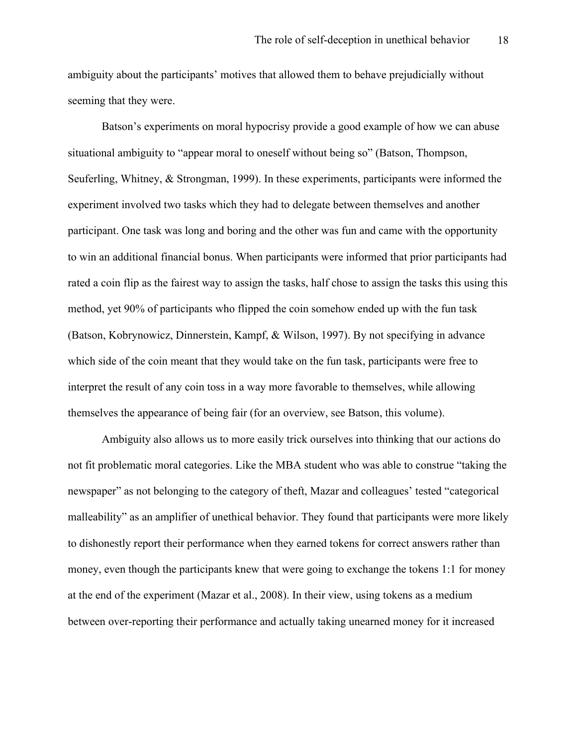ambiguity about the participants' motives that allowed them to behave prejudicially without seeming that they were.

Batson's experiments on moral hypocrisy provide a good example of how we can abuse situational ambiguity to "appear moral to oneself without being so" (Batson, Thompson, Seuferling, Whitney, & Strongman, 1999). In these experiments, participants were informed the experiment involved two tasks which they had to delegate between themselves and another participant. One task was long and boring and the other was fun and came with the opportunity to win an additional financial bonus. When participants were informed that prior participants had rated a coin flip as the fairest way to assign the tasks, half chose to assign the tasks this using this method, yet 90% of participants who flipped the coin somehow ended up with the fun task (Batson, Kobrynowicz, Dinnerstein, Kampf, & Wilson, 1997). By not specifying in advance which side of the coin meant that they would take on the fun task, participants were free to interpret the result of any coin toss in a way more favorable to themselves, while allowing themselves the appearance of being fair (for an overview, see Batson, this volume).

Ambiguity also allows us to more easily trick ourselves into thinking that our actions do not fit problematic moral categories. Like the MBA student who was able to construe "taking the newspaper" as not belonging to the category of theft, Mazar and colleagues' tested "categorical malleability" as an amplifier of unethical behavior. They found that participants were more likely to dishonestly report their performance when they earned tokens for correct answers rather than money, even though the participants knew that were going to exchange the tokens 1:1 for money at the end of the experiment (Mazar et al., 2008). In their view, using tokens as a medium between over-reporting their performance and actually taking unearned money for it increased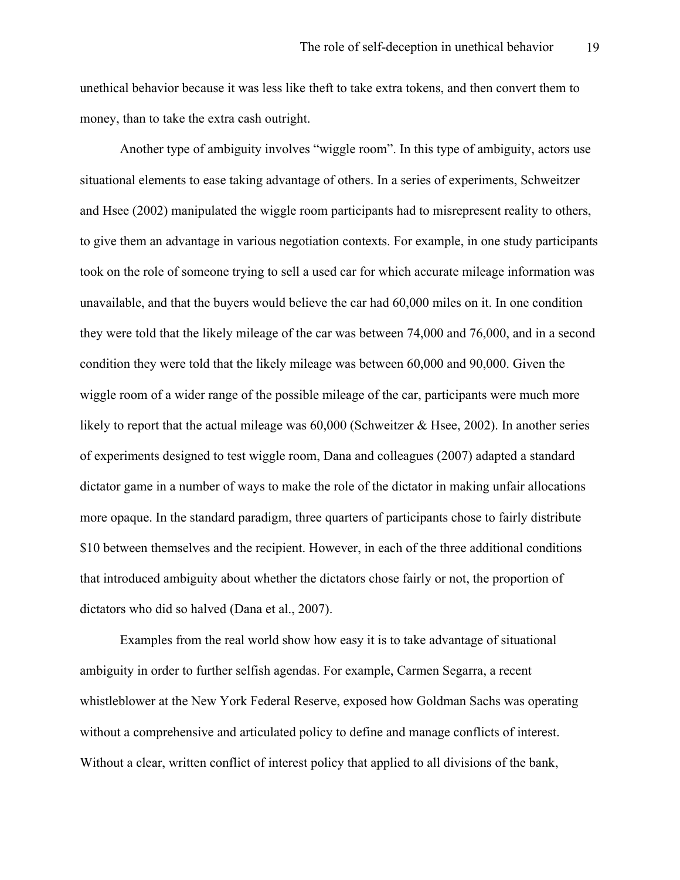unethical behavior because it was less like theft to take extra tokens, and then convert them to money, than to take the extra cash outright.

Another type of ambiguity involves "wiggle room". In this type of ambiguity, actors use situational elements to ease taking advantage of others. In a series of experiments, Schweitzer and Hsee (2002) manipulated the wiggle room participants had to misrepresent reality to others, to give them an advantage in various negotiation contexts. For example, in one study participants took on the role of someone trying to sell a used car for which accurate mileage information was unavailable, and that the buyers would believe the car had 60,000 miles on it. In one condition they were told that the likely mileage of the car was between 74,000 and 76,000, and in a second condition they were told that the likely mileage was between 60,000 and 90,000. Given the wiggle room of a wider range of the possible mileage of the car, participants were much more likely to report that the actual mileage was 60,000 (Schweitzer & Hsee, 2002). In another series of experiments designed to test wiggle room, Dana and colleagues (2007) adapted a standard dictator game in a number of ways to make the role of the dictator in making unfair allocations more opaque. In the standard paradigm, three quarters of participants chose to fairly distribute $10 between themselves and the recipient. However, in each of the three additional conditions that introduced ambiguity about whether the dictators chose fairly or not, the proportion of dictators who did so halved (Dana et al., 2007).

Examples from the real world show how easy it is to take advantage of situational ambiguity in order to further selfish agendas. For example, Carmen Segarra, a recent whistleblower at the New York Federal Reserve, exposed how Goldman Sachs was operating without a comprehensive and articulated policy to define and manage conflicts of interest. Without a clear, written conflict of interest policy that applied to all divisions of the bank,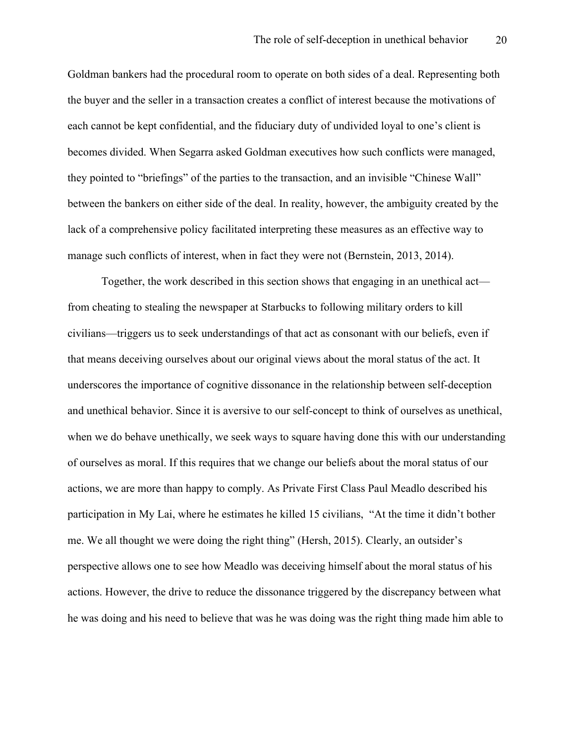Goldman bankers had the procedural room to operate on both sides of a deal. Representing both the buyer and the seller in a transaction creates a conflict of interest because the motivations of each cannot be kept confidential, and the fiduciary duty of undivided loyal to one's client is becomes divided. When Segarra asked Goldman executives how such conflicts were managed, they pointed to "briefings" of the parties to the transaction, and an invisible "Chinese Wall" between the bankers on either side of the deal. In reality, however, the ambiguity created by the lack of a comprehensive policy facilitated interpreting these measures as an effective way to manage such conflicts of interest, when in fact they were not (Bernstein, 2013, 2014).

Together, the work described in this section shows that engaging in an unethical act—from cheating to stealing the newspaper at Starbucks to following military orders to kill civilians—triggers us to seek understandings of that act as consonant with our beliefs, even if that means deceiving ourselves about our original views about the moral status of the act. It underscores the importance of cognitive dissonance in the relationship between self-deception and unethical behavior. Since it is aversive to our self-concept to think of ourselves as unethical, when we do behave unethically, we seek ways to square having done this with our understanding of ourselves as moral. If this requires that we change our beliefs about the moral status of our actions, we are more than happy to comply. As Private First Class Paul Meadlo described his participation in My Lai, where he estimates he killed 15 civilians, "At the time it didn't bother me. We all thought we were doing the right thing" (Hersh, 2015). Clearly, an outsider's perspective allows one to see how Meadlo was deceiving himself about the moral status of his actions. However, the drive to reduce the dissonance triggered by the discrepancy between what he was doing and his need to believe that was he was doing was the right thing made him able to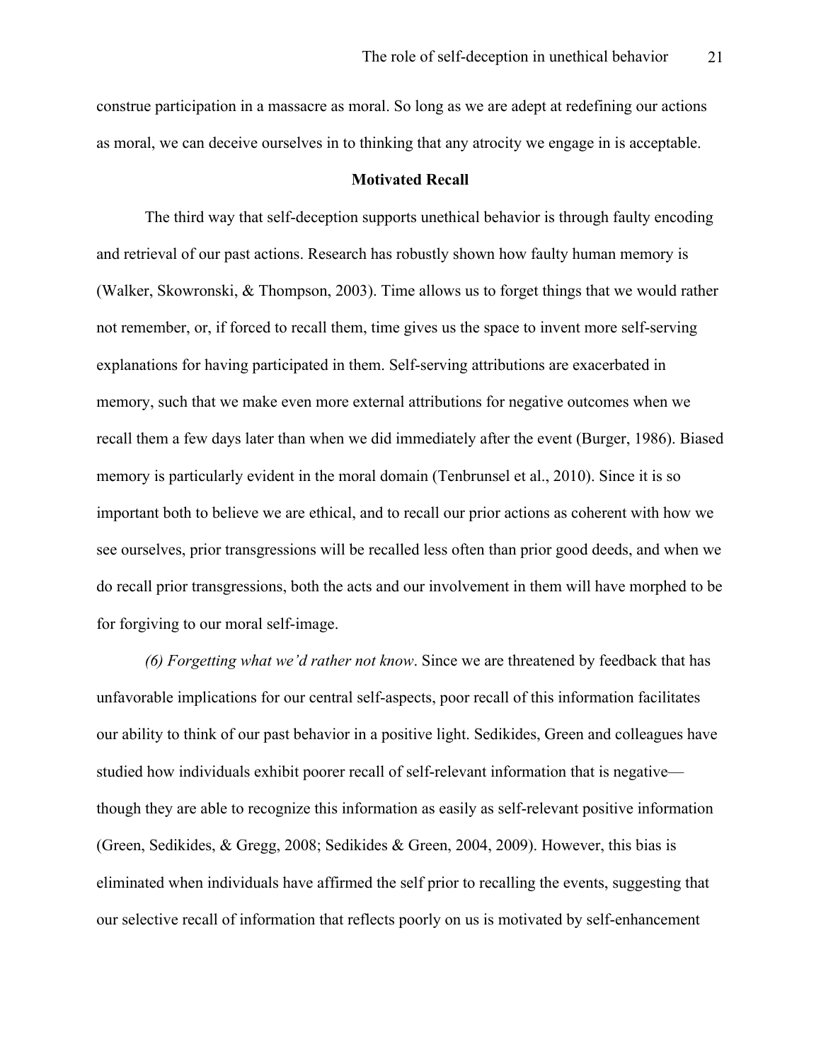construe participation in a massacre as moral. So long as we are adept at redefining our actions as moral, we can deceive ourselves in to thinking that any atrocity we engage in is acceptable.

### Motivated Recall

The third way that self-deception supports unethical behavior is through faulty encoding and retrieval of our past actions. Research has robustly shown how faulty human memory is (Walker, Skowronski, & Thompson, 2003). Time allows us to forget things that we would rather not remember, or, if forced to recall them, time gives us the space to invent more self-serving explanations for having participated in them. Self-serving attributions are exacerbated in memory, such that we make even more external attributions for negative outcomes when we recall them a few days later than when we did immediately after the event (Burger, 1986). Biased memory is particularly evident in the moral domain (Tenbrunsel et al., 2010). Since it is so important both to believe we are ethical, and to recall our prior actions as coherent with how we see ourselves, prior transgressions will be recalled less often than prior good deeds, and when we do recall prior transgressions, both the acts and our involvement in them will have morphed to be for forgiving to our moral self-image.

*(6) Forgetting what we'd rather not know*. Since we are threatened by feedback that has unfavorable implications for our central self-aspects, poor recall of this information facilitates our ability to think of our past behavior in a positive light. Sedikides, Green and colleagues have studied how individuals exhibit poorer recall of self-relevant information that is negative—though they are able to recognize this information as easily as self-relevant positive information (Green, Sedikides, & Gregg, 2008; Sedikides & Green, 2004, 2009). However, this bias is eliminated when individuals have affirmed the self prior to recalling the events, suggesting that our selective recall of information that reflects poorly on us is motivated by self-enhancement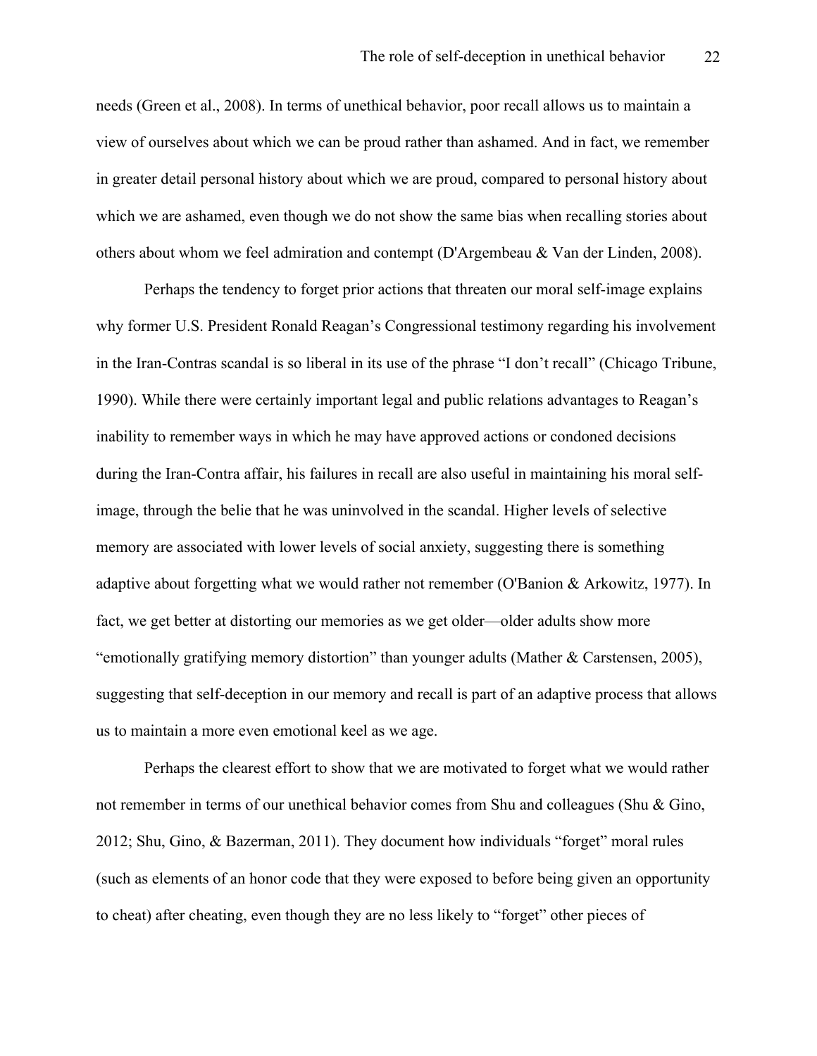needs (Green et al., 2008). In terms of unethical behavior, poor recall allows us to maintain a view of ourselves about which we can be proud rather than ashamed. And in fact, we remember in greater detail personal history about which we are proud, compared to personal history about which we are ashamed, even though we do not show the same bias when recalling stories about others about whom we feel admiration and contempt (D'Argembeau & Van der Linden, 2008).

Perhaps the tendency to forget prior actions that threaten our moral self-image explains why former U.S. President Ronald Reagan's Congressional testimony regarding his involvement in the Iran-Contras scandal is so liberal in its use of the phrase "I don't recall" (Chicago Tribune, 1990). While there were certainly important legal and public relations advantages to Reagan's inability to remember ways in which he may have approved actions or condoned decisions during the Iran-Contra affair, his failures in recall are also useful in maintaining his moral self-image, through the belie that he was uninvolved in the scandal. Higher levels of selective memory are associated with lower levels of social anxiety, suggesting there is something adaptive about forgetting what we would rather not remember (O'Banion & Arkowitz, 1977). In fact, we get better at distorting our memories as we get older—older adults show more "emotionally gratifying memory distortion" than younger adults (Mather & Carstensen, 2005), suggesting that self-deception in our memory and recall is part of an adaptive process that allows us to maintain a more even emotional keel as we age.

Perhaps the clearest effort to show that we are motivated to forget what we would rather not remember in terms of our unethical behavior comes from Shu and colleagues (Shu & Gino, 2012; Shu, Gino, & Bazerman, 2011). They document how individuals "forget" moral rules (such as elements of an honor code that they were exposed to before being given an opportunity to cheat) after cheating, even though they are no less likely to "forget" other pieces of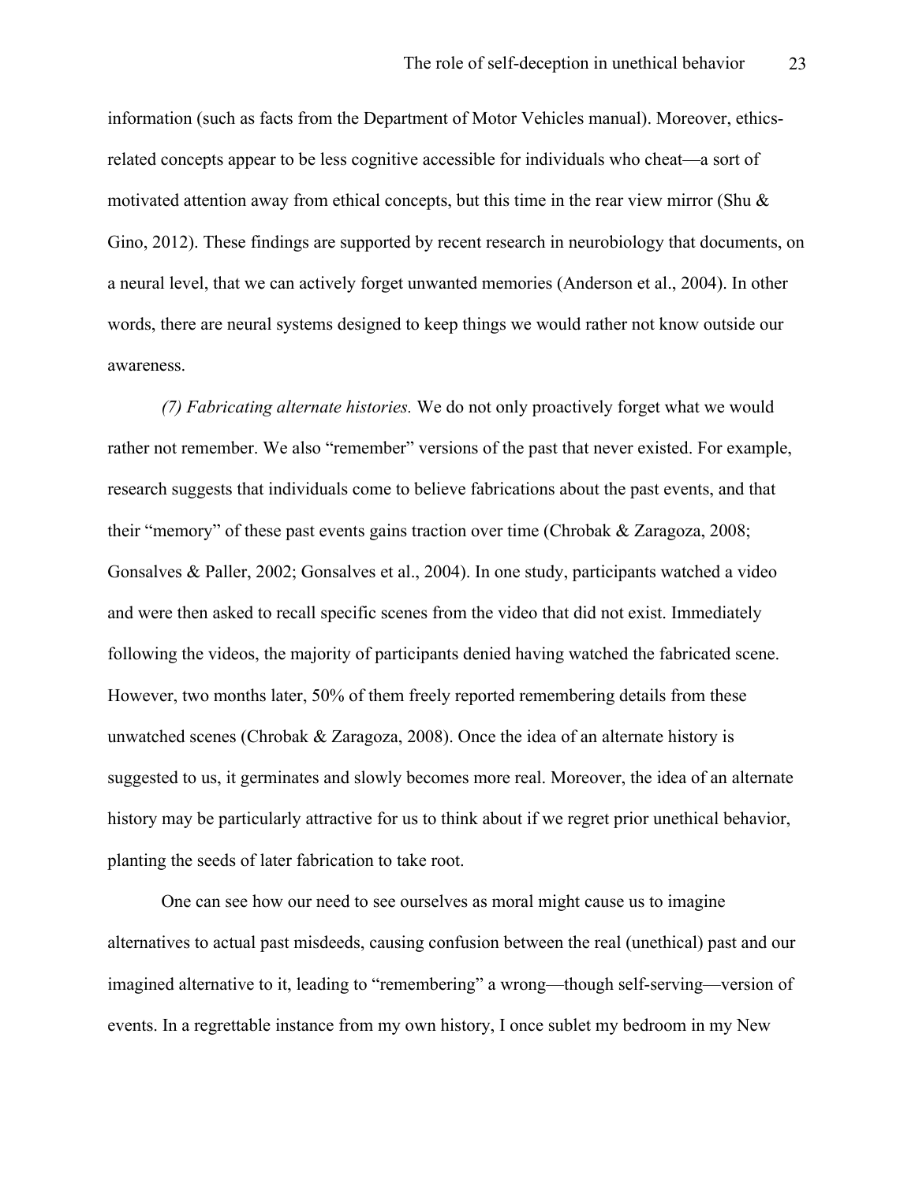information (such as facts from the Department of Motor Vehicles manual). Moreover, ethics-related concepts appear to be less cognitive accessible for individuals who cheat—a sort of motivated attention away from ethical concepts, but this time in the rear view mirror (Shu & Gino, 2012). These findings are supported by recent research in neurobiology that documents, on a neural level, that we can actively forget unwanted memories (Anderson et al., 2004). In other words, there are neural systems designed to keep things we would rather not know outside our awareness.

*(7) Fabricating alternate histories.* We do not only proactively forget what we would rather not remember. We also "remember" versions of the past that never existed. For example, research suggests that individuals come to believe fabrications about the past events, and that their "memory" of these past events gains traction over time (Chrobak & Zaragoza, 2008; Gonsalves & Paller, 2002; Gonsalves et al., 2004). In one study, participants watched a video and were then asked to recall specific scenes from the video that did not exist. Immediately following the videos, the majority of participants denied having watched the fabricated scene. However, two months later, 50% of them freely reported remembering details from these unwatched scenes (Chrobak & Zaragoza, 2008). Once the idea of an alternate history is suggested to us, it germinates and slowly becomes more real. Moreover, the idea of an alternate history may be particularly attractive for us to think about if we regret prior unethical behavior, planting the seeds of later fabrication to take root.

One can see how our need to see ourselves as moral might cause us to imagine alternatives to actual past misdeeds, causing confusion between the real (unethical) past and our imagined alternative to it, leading to "remembering" a wrong—though self-serving—version of events. In a regrettable instance from my own history, I once sublet my bedroom in my New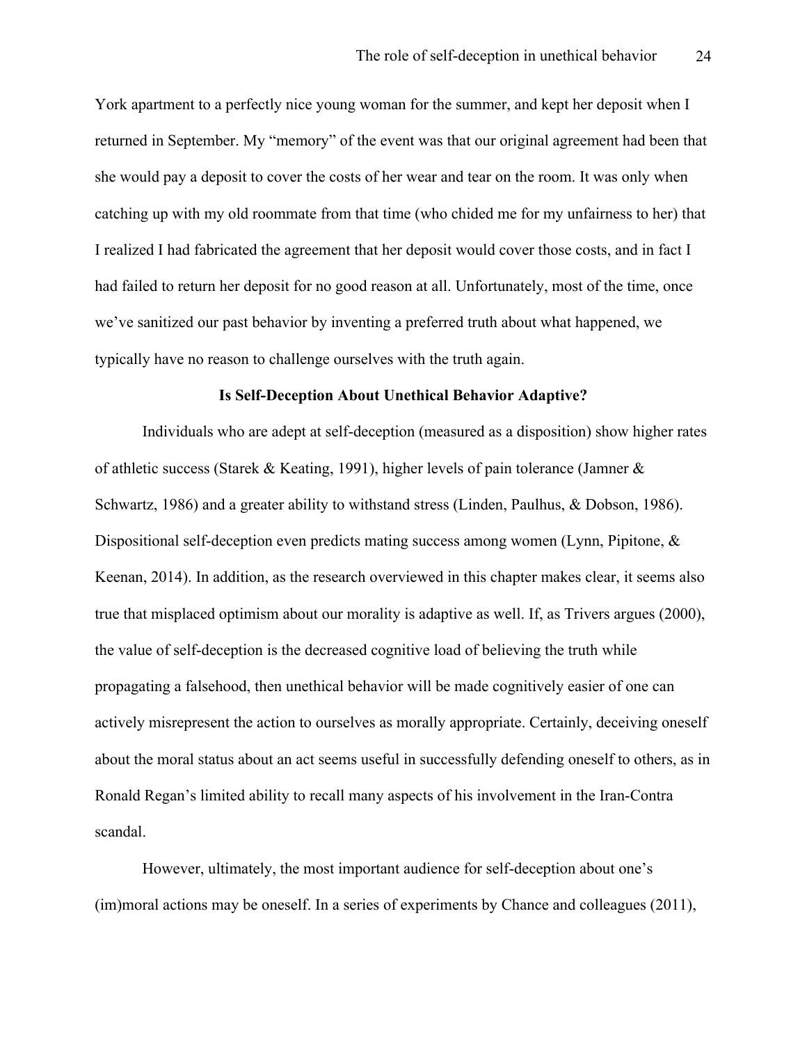York apartment to a perfectly nice young woman for the summer, and kept her deposit when I returned in September. My "memory" of the event was that our original agreement had been that she would pay a deposit to cover the costs of her wear and tear on the room. It was only when catching up with my old roommate from that time (who chided me for my unfairness to her) that I realized I had fabricated the agreement that her deposit would cover those costs, and in fact I had failed to return her deposit for no good reason at all. Unfortunately, most of the time, once we've sanitized our past behavior by inventing a preferred truth about what happened, we typically have no reason to challenge ourselves with the truth again.

## Is Self-Deception About Unethical Behavior Adaptive?

Individuals who are adept at self-deception (measured as a disposition) show higher rates of athletic success (Starek & Keating, 1991), higher levels of pain tolerance (Jamner & Schwartz, 1986) and a greater ability to withstand stress (Linden, Paulhus, & Dobson, 1986). Dispositional self-deception even predicts mating success among women (Lynn, Pipitone, & Keenan, 2014). In addition, as the research overviewed in this chapter makes clear, it seems also true that misplaced optimism about our morality is adaptive as well. If, as Trivers argues (2000), the value of self-deception is the decreased cognitive load of believing the truth while propagating a falsehood, then unethical behavior will be made cognitively easier of one can actively misrepresent the action to ourselves as morally appropriate. Certainly, deceiving oneself about the moral status about an act seems useful in successfully defending oneself to others, as in Ronald Regan's limited ability to recall many aspects of his involvement in the Iran-Contra scandal.

However, ultimately, the most important audience for self-deception about one's (im)moral actions may be oneself. In a series of experiments by Chance and colleagues (2011),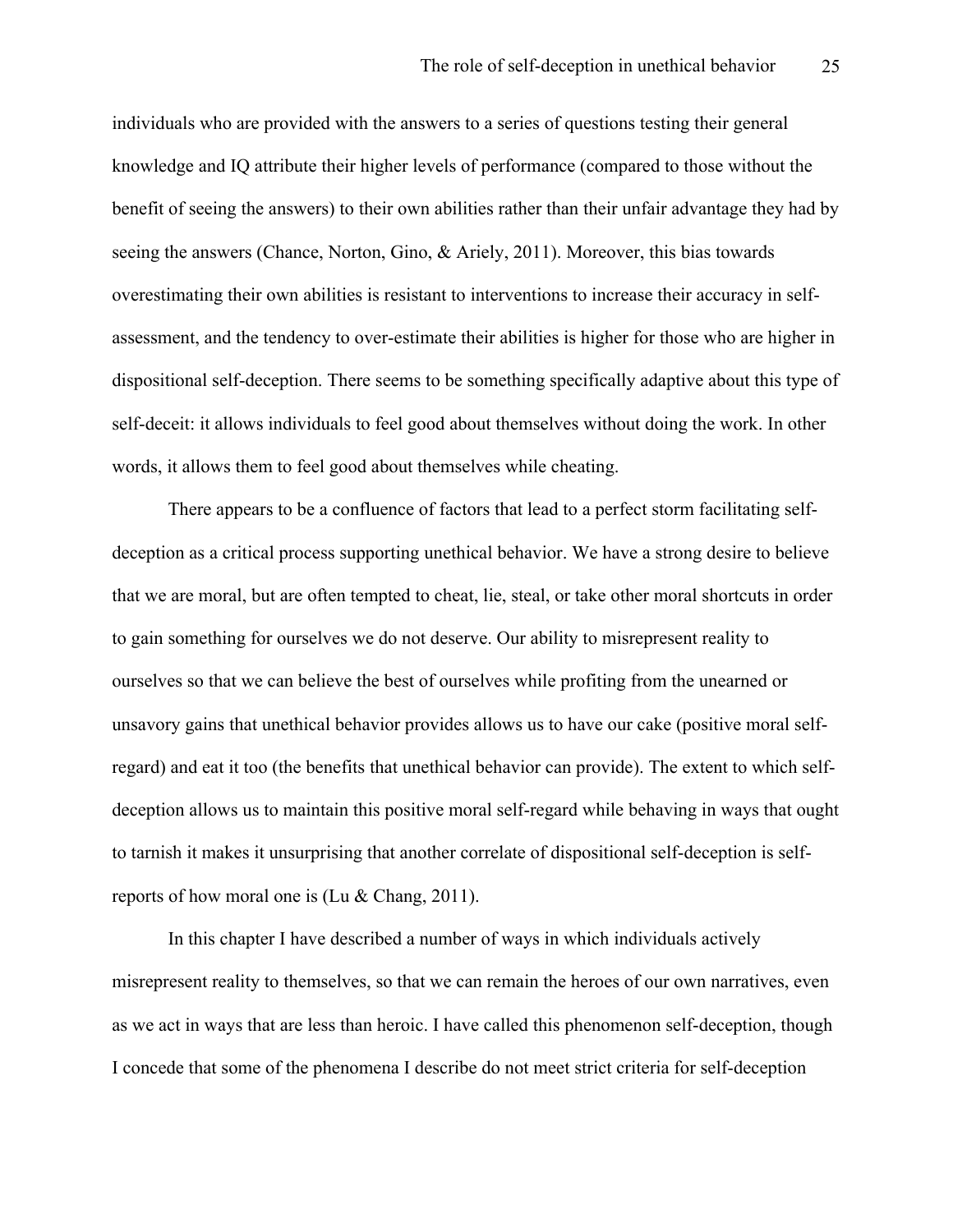individuals who are provided with the answers to a series of questions testing their general knowledge and IQ attribute their higher levels of performance (compared to those without the benefit of seeing the answers) to their own abilities rather than their unfair advantage they had by seeing the answers (Chance, Norton, Gino, & Ariely, 2011). Moreover, this bias towards overestimating their own abilities is resistant to interventions to increase their accuracy in self-assessment, and the tendency to over-estimate their abilities is higher for those who are higher in dispositional self-deception. There seems to be something specifically adaptive about this type of self-deceit: it allows individuals to feel good about themselves without doing the work. In other words, it allows them to feel good about themselves while cheating.

There appears to be a confluence of factors that lead to a perfect storm facilitating self-deception as a critical process supporting unethical behavior. We have a strong desire to believe that we are moral, but are often tempted to cheat, lie, steal, or take other moral shortcuts in order to gain something for ourselves we do not deserve. Our ability to misrepresent reality to ourselves so that we can believe the best of ourselves while profiting from the unearned or unsavory gains that unethical behavior provides allows us to have our cake (positive moral self-regard) and eat it too (the benefits that unethical behavior can provide). The extent to which self-deception allows us to maintain this positive moral self-regard while behaving in ways that ought to tarnish it makes it unsurprising that another correlate of dispositional self-deception is self-reports of how moral one is (Lu & Chang, 2011).

In this chapter I have described a number of ways in which individuals actively misrepresent reality to themselves, so that we can remain the heroes of our own narratives, even as we act in ways that are less than heroic. I have called this phenomenon self-deception, though I concede that some of the phenomena I describe do not meet strict criteria for self-deception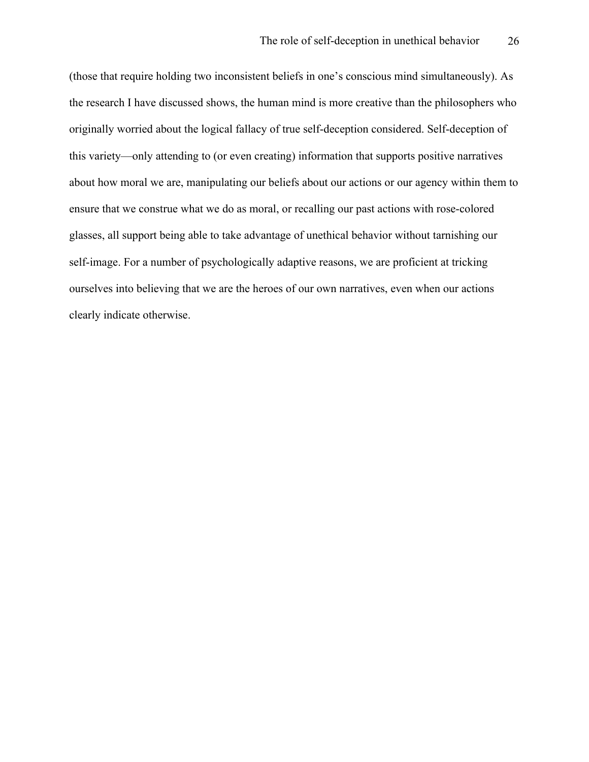(those that require holding two inconsistent beliefs in one's conscious mind simultaneously). As the research I have discussed shows, the human mind is more creative than the philosophers who originally worried about the logical fallacy of true self-deception considered. Self-deception of this variety—only attending to (or even creating) information that supports positive narratives about how moral we are, manipulating our beliefs about our actions or our agency within them to ensure that we construe what we do as moral, or recalling our past actions with rose-colored glasses, all support being able to take advantage of unethical behavior without tarnishing our self-image. For a number of psychologically adaptive reasons, we are proficient at tricking ourselves into believing that we are the heroes of our own narratives, even when our actions clearly indicate otherwise.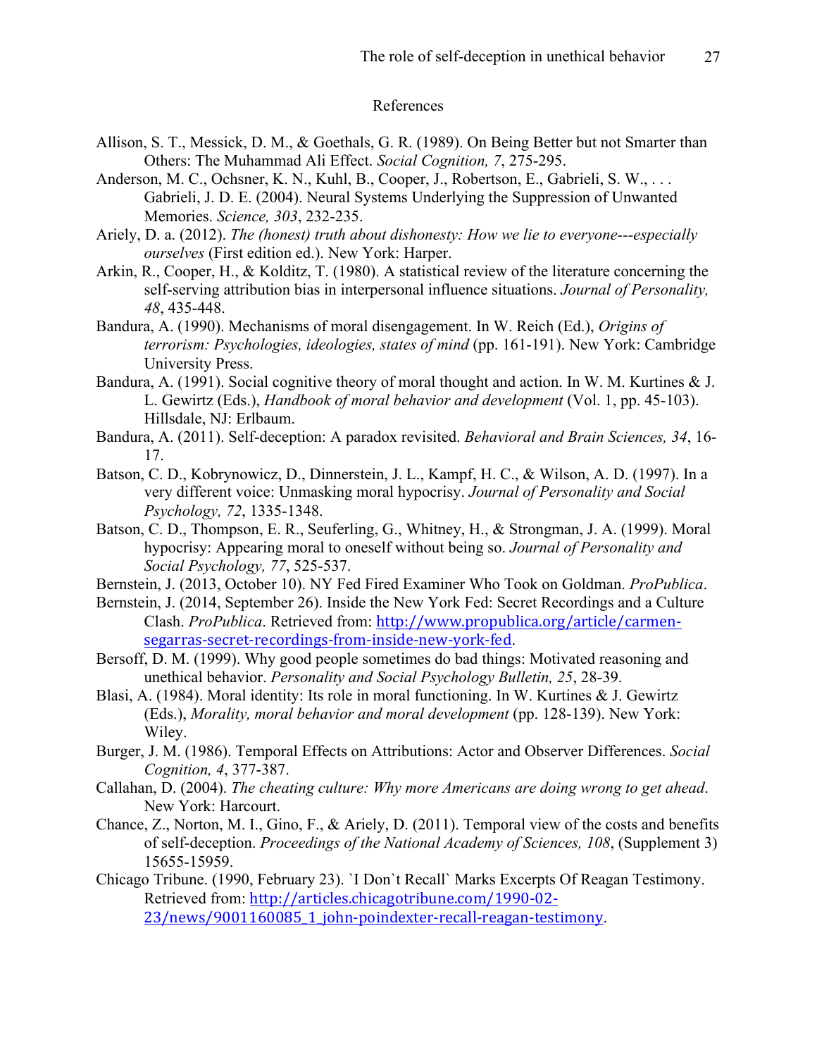# References

Allison, S. T., Messick, D. M., & Goethals, G. R. (1989). On Being Better but not Smarter than Others: The Muhammad Ali Effect. *Social Cognition, 7*, 275-295.

Anderson, M. C., Ochsner, K. N., Kuhl, B., Cooper, J., Robertson, E., Gabrieli, S. W., . . . Gabrieli, J. D. E. (2004). Neural Systems Underlying the Suppression of Unwanted Memories. *Science, 303*, 232-235.

Ariely, D. a. (2012). *The (honest) truth about dishonesty: How we lie to everyone---especially ourselves* (First edition ed.). New York: Harper.

Arkin, R., Cooper, H., & Kolditz, T. (1980). A statistical review of the literature concerning the self-serving attribution bias in interpersonal influence situations. *Journal of Personality, 48*, 435-448.

Bandura, A. (1990). Mechanisms of moral disengagement. In W. Reich (Ed.), *Origins of terrorism: Psychologies, ideologies, states of mind* (pp. 161-191). New York: Cambridge University Press.

Bandura, A. (1991). Social cognitive theory of moral thought and action. In W. M. Kurtines & J. L. Gewirtz (Eds.), *Handbook of moral behavior and development* (Vol. 1, pp. 45-103). Hillsdale, NJ: Erlbaum.

Bandura, A. (2011). Self-deception: A paradox revisited. *Behavioral and Brain Sciences, 34*, 16-17.

Batson, C. D., Kobrynowicz, D., Dinnerstein, J. L., Kampf, H. C., & Wilson, A. D. (1997). In a very different voice: Unmasking moral hypocrisy. *Journal of Personality and Social Psychology, 72*, 1335-1348.

Batson, C. D., Thompson, E. R., Seuferling, G., Whitney, H., & Strongman, J. A. (1999). Moral hypocrisy: Appearing moral to oneself without being so. *Journal of Personality and Social Psychology, 77*, 525-537.

Bernstein, J. (2013, October 10). NY Fed Fired Examiner Who Took on Goldman. *ProPublica*.

Bernstein, J. (2014, September 26). Inside the New York Fed: Secret Recordings and a Culture Clash. *ProPublica*. Retrieved from: http://www.propublica.org/article/carmen-segarras-secret-recordings-from-inside-new-york-fed.

Bersoff, D. M. (1999). Why good people sometimes do bad things: Motivated reasoning and unethical behavior. *Personality and Social Psychology Bulletin, 25*, 28-39.

Blasi, A. (1984). Moral identity: Its role in moral functioning. In W. Kurtines & J. Gewirtz (Eds.), *Morality, moral behavior and moral development* (pp. 128-139). New York: Wiley.

Burger, J. M. (1986). Temporal Effects on Attributions: Actor and Observer Differences. *Social Cognition, 4*, 377-387.

Callahan, D. (2004). *The cheating culture: Why more Americans are doing wrong to get ahead*. New York: Harcourt.

Chance, Z., Norton, M. I., Gino, F., & Ariely, D. (2011). Temporal view of the costs and benefits of self-deception. *Proceedings of the National Academy of Sciences, 108*, (Supplement 3) 15655-15959.

Chicago Tribune. (1990, February 23). \`I Don\`t Recall\` Marks Excerpts Of Reagan Testimony. Retrieved from: http://articles.chicagotribune.com/1990-02-23/news/9001160085_1_john-poindexter-recall-reagan-testimony.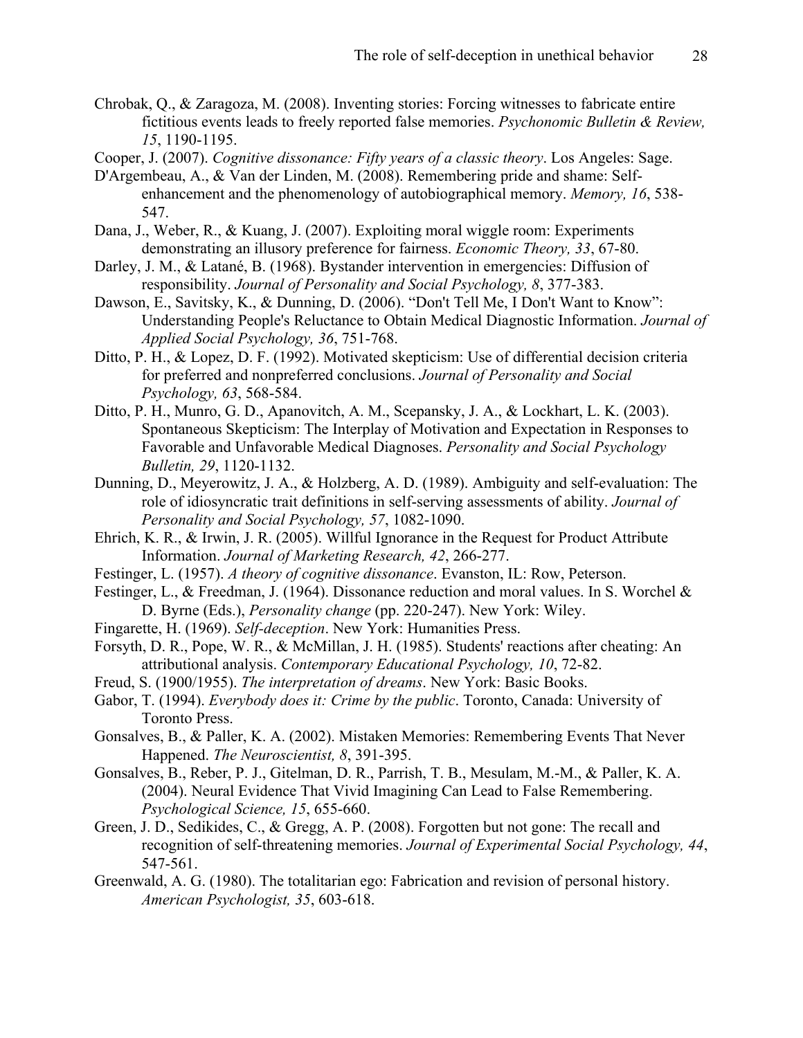Chrobak, Q., & Zaragoza, M. (2008). Inventing stories: Forcing witnesses to fabricate entire fictitious events leads to freely reported false memories. *Psychonomic Bulletin & Review, 15*, 1190-1195.

Cooper, J. (2007). *Cognitive dissonance: Fifty years of a classic theory*. Los Angeles: Sage.

D'Argembeau, A., & Van der Linden, M. (2008). Remembering pride and shame: Self-enhancement and the phenomenology of autobiographical memory. *Memory, 16*, 538-547.

Dana, J., Weber, R., & Kuang, J. (2007). Exploiting moral wiggle room: Experiments demonstrating an illusory preference for fairness. *Economic Theory, 33*, 67-80.

Darley, J. M., & Latané, B. (1968). Bystander intervention in emergencies: Diffusion of responsibility. *Journal of Personality and Social Psychology, 8*, 377-383.

Dawson, E., Savitsky, K., & Dunning, D. (2006). "Don't Tell Me, I Don't Want to Know": Understanding People's Reluctance to Obtain Medical Diagnostic Information. *Journal of Applied Social Psychology, 36*, 751-768.

Ditto, P. H., & Lopez, D. F. (1992). Motivated skepticism: Use of differential decision criteria for preferred and nonpreferred conclusions. *Journal of Personality and Social Psychology, 63*, 568-584.

Ditto, P. H., Munro, G. D., Apanovitch, A. M., Scepansky, J. A., & Lockhart, L. K. (2003). Spontaneous Skepticism: The Interplay of Motivation and Expectation in Responses to Favorable and Unfavorable Medical Diagnoses. *Personality and Social Psychology Bulletin, 29*, 1120-1132.

Dunning, D., Meyerowitz, J. A., & Holzberg, A. D. (1989). Ambiguity and self-evaluation: The role of idiosyncratic trait definitions in self-serving assessments of ability. *Journal of Personality and Social Psychology, 57*, 1082-1090.

Ehrich, K. R., & Irwin, J. R. (2005). Willful Ignorance in the Request for Product Attribute Information. *Journal of Marketing Research, 42*, 266-277.

Festinger, L. (1957). *A theory of cognitive dissonance*. Evanston, IL: Row, Peterson.

Festinger, L., & Freedman, J. (1964). Dissonance reduction and moral values. In S. Worchel & D. Byrne (Eds.), *Personality change* (pp. 220-247). New York: Wiley.

Fingarette, H. (1969). *Self-deception*. New York: Humanities Press.

Forsyth, D. R., Pope, W. R., & McMillan, J. H. (1985). Students' reactions after cheating: An attributional analysis. *Contemporary Educational Psychology, 10*, 72-82.

Freud, S. (1900/1955). *The interpretation of dreams*. New York: Basic Books.

Gabor, T. (1994). *Everybody does it: Crime by the public*. Toronto, Canada: University of Toronto Press.

Gonsalves, B., & Paller, K. A. (2002). Mistaken Memories: Remembering Events That Never Happened. *The Neuroscientist, 8*, 391-395.

Gonsalves, B., Reber, P. J., Gitelman, D. R., Parrish, T. B., Mesulam, M.-M., & Paller, K. A. (2004). Neural Evidence That Vivid Imagining Can Lead to False Remembering. *Psychological Science, 15*, 655-660.

Green, J. D., Sedikides, C., & Gregg, A. P. (2008). Forgotten but not gone: The recall and recognition of self-threatening memories. *Journal of Experimental Social Psychology, 44*, 547-561.

Greenwald, A. G. (1980). The totalitarian ego: Fabrication and revision of personal history. *American Psychologist, 35*, 603-618.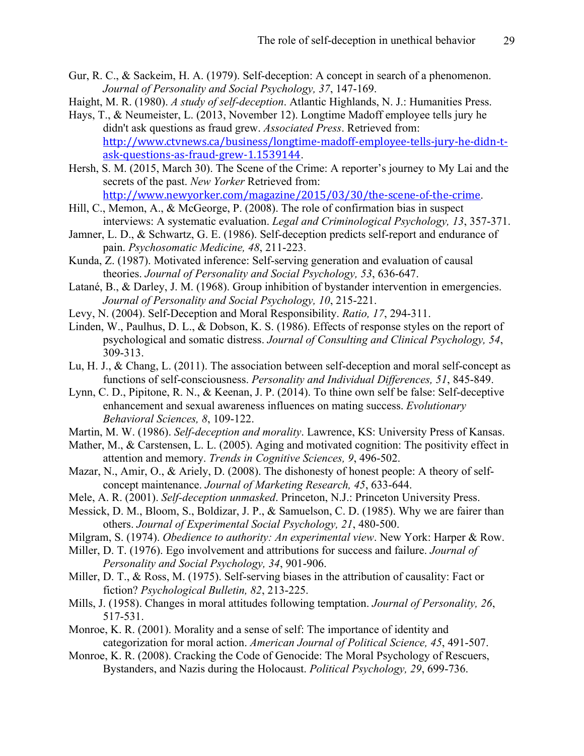Gur, R. C., & Sackeim, H. A. (1979). Self-deception: A concept in search of a phenomenon. *Journal of Personality and Social Psychology, 37*, 147-169.

Haight, M. R. (1980). *A study of self-deception*. Atlantic Highlands, N. J.: Humanities Press.

Hays, T., & Neumeister, L. (2013, November 12). Longtime Madoff employee tells jury he didn't ask questions as fraud grew. *Associated Press*. Retrieved from: http://www.ctvnews.ca/business/longtime-madoff-employee-tells-jury-he-didn-t-ask-questions-as-fraud-grew-1.1539144.

Hersh, S. M. (2015, March 30). The Scene of the Crime: A reporter's journey to My Lai and the secrets of the past. *New Yorker* Retrieved from: http://www.newyorker.com/magazine/2015/03/30/the-scene-of-the-crime.

Hill, C., Memon, A., & McGeorge, P. (2008). The role of confirmation bias in suspect interviews: A systematic evaluation. *Legal and Criminological Psychology, 13*, 357-371.

Jamner, L. D., & Schwartz, G. E. (1986). Self-deception predicts self-report and endurance of pain. *Psychosomatic Medicine, 48*, 211-223.

Kunda, Z. (1987). Motivated inference: Self-serving generation and evaluation of causal theories. *Journal of Personality and Social Psychology, 53*, 636-647.

Latané, B., & Darley, J. M. (1968). Group inhibition of bystander intervention in emergencies. *Journal of Personality and Social Psychology, 10*, 215-221.

Levy, N. (2004). Self-Deception and Moral Responsibility. *Ratio, 17*, 294-311.

Linden, W., Paulhus, D. L., & Dobson, K. S. (1986). Effects of response styles on the report of psychological and somatic distress. *Journal of Consulting and Clinical Psychology, 54*, 309-313.

Lu, H. J., & Chang, L. (2011). The association between self-deception and moral self-concept as functions of self-consciousness. *Personality and Individual Differences, 51*, 845-849.

Lynn, C. D., Pipitone, R. N., & Keenan, J. P. (2014). To thine own self be false: Self-deceptive enhancement and sexual awareness influences on mating success. *Evolutionary Behavioral Sciences, 8*, 109-122.

Martin, M. W. (1986). *Self-deception and morality*. Lawrence, KS: University Press of Kansas.

Mather, M., & Carstensen, L. L. (2005). Aging and motivated cognition: The positivity effect in attention and memory. *Trends in Cognitive Sciences, 9*, 496-502.

Mazar, N., Amir, O., & Ariely, D. (2008). The dishonesty of honest people: A theory of self-concept maintenance. *Journal of Marketing Research, 45*, 633-644.

Mele, A. R. (2001). *Self-deception unmasked*. Princeton, N.J.: Princeton University Press.

Messick, D. M., Bloom, S., Boldizar, J. P., & Samuelson, C. D. (1985). Why we are fairer than others. *Journal of Experimental Social Psychology, 21*, 480-500.

Milgram, S. (1974). *Obedience to authority: An experimental view*. New York: Harper & Row.

Miller, D. T. (1976). Ego involvement and attributions for success and failure. *Journal of Personality and Social Psychology, 34*, 901-906.

Miller, D. T., & Ross, M. (1975). Self-serving biases in the attribution of causality: Fact or fiction? *Psychological Bulletin, 82*, 213-225.

Mills, J. (1958). Changes in moral attitudes following temptation. *Journal of Personality, 26*, 517-531.

Monroe, K. R. (2001). Morality and a sense of self: The importance of identity and categorization for moral action. *American Journal of Political Science, 45*, 491-507.

Monroe, K. R. (2008). Cracking the Code of Genocide: The Moral Psychology of Rescuers, Bystanders, and Nazis during the Holocaust. *Political Psychology, 29*, 699-736.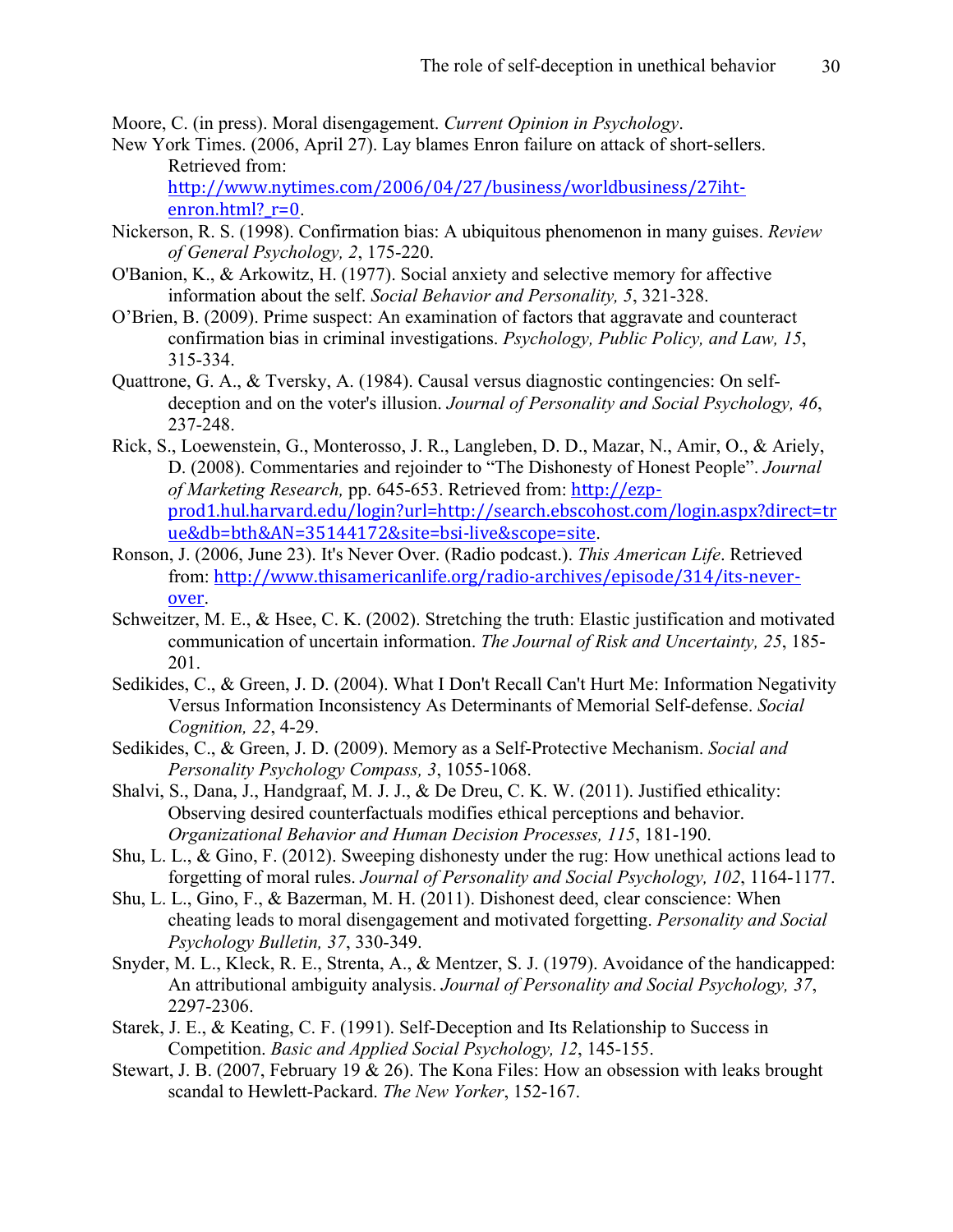Moore, C. (in press). Moral disengagement. *Current Opinion in Psychology*.

New York Times. (2006, April 27). Lay blames Enron failure on attack of short-sellers. Retrieved from: http://www.nytimes.com/2006/04/27/business/worldbusiness/27iht-enron.html?_r=0.

Nickerson, R. S. (1998). Confirmation bias: A ubiquitous phenomenon in many guises. *Review of General Psychology, 2*, 175-220.

O'Banion, K., & Arkowitz, H. (1977). Social anxiety and selective memory for affective information about the self. *Social Behavior and Personality, 5*, 321-328.

O'Brien, B. (2009). Prime suspect: An examination of factors that aggravate and counteract confirmation bias in criminal investigations. *Psychology, Public Policy, and Law, 15*, 315-334.

Quattrone, G. A., & Tversky, A. (1984). Causal versus diagnostic contingencies: On self-deception and on the voter's illusion. *Journal of Personality and Social Psychology, 46*, 237-248.

Rick, S., Loewenstein, G., Monterosso, J. R., Langleben, D. D., Mazar, N., Amir, O., & Ariely, D. (2008). Commentaries and rejoinder to "The Dishonesty of Honest People". *Journal of Marketing Research,* pp. 645-653. Retrieved from: http://ezp-prod1.hul.harvard.edu/login?url=http://search.ebscohost.com/login.aspx?direct=true&db=bth&AN=35144172&site=bsi-live&scope=site.

Ronson, J. (2006, June 23). It's Never Over. (Radio podcast.). *This American Life*. Retrieved from: http://www.thisamericanlife.org/radio-archives/episode/314/its-never-over.

Schweitzer, M. E., & Hsee, C. K. (2002). Stretching the truth: Elastic justification and motivated communication of uncertain information. *The Journal of Risk and Uncertainty, 25*, 185-201.

Sedikides, C., & Green, J. D. (2004). What I Don't Recall Can't Hurt Me: Information Negativity Versus Information Inconsistency As Determinants of Memorial Self-defense. *Social Cognition, 22*, 4-29.

Sedikides, C., & Green, J. D. (2009). Memory as a Self-Protective Mechanism. *Social and Personality Psychology Compass, 3*, 1055-1068.

Shalvi, S., Dana, J., Handgraaf, M. J. J., & De Dreu, C. K. W. (2011). Justified ethicality: Observing desired counterfactuals modifies ethical perceptions and behavior. *Organizational Behavior and Human Decision Processes, 115*, 181-190.

Shu, L. L., & Gino, F. (2012). Sweeping dishonesty under the rug: How unethical actions lead to forgetting of moral rules. *Journal of Personality and Social Psychology, 102*, 1164-1177.

Shu, L. L., Gino, F., & Bazerman, M. H. (2011). Dishonest deed, clear conscience: When cheating leads to moral disengagement and motivated forgetting. *Personality and Social Psychology Bulletin, 37*, 330-349.

Snyder, M. L., Kleck, R. E., Strenta, A., & Mentzer, S. J. (1979). Avoidance of the handicapped: An attributional ambiguity analysis. *Journal of Personality and Social Psychology, 37*, 2297-2306.

Starek, J. E., & Keating, C. F. (1991). Self-Deception and Its Relationship to Success in Competition. *Basic and Applied Social Psychology, 12*, 145-155.

Stewart, J. B. (2007, February 19 & 26). The Kona Files: How an obsession with leaks brought scandal to Hewlett-Packard. *The New Yorker*, 152-167.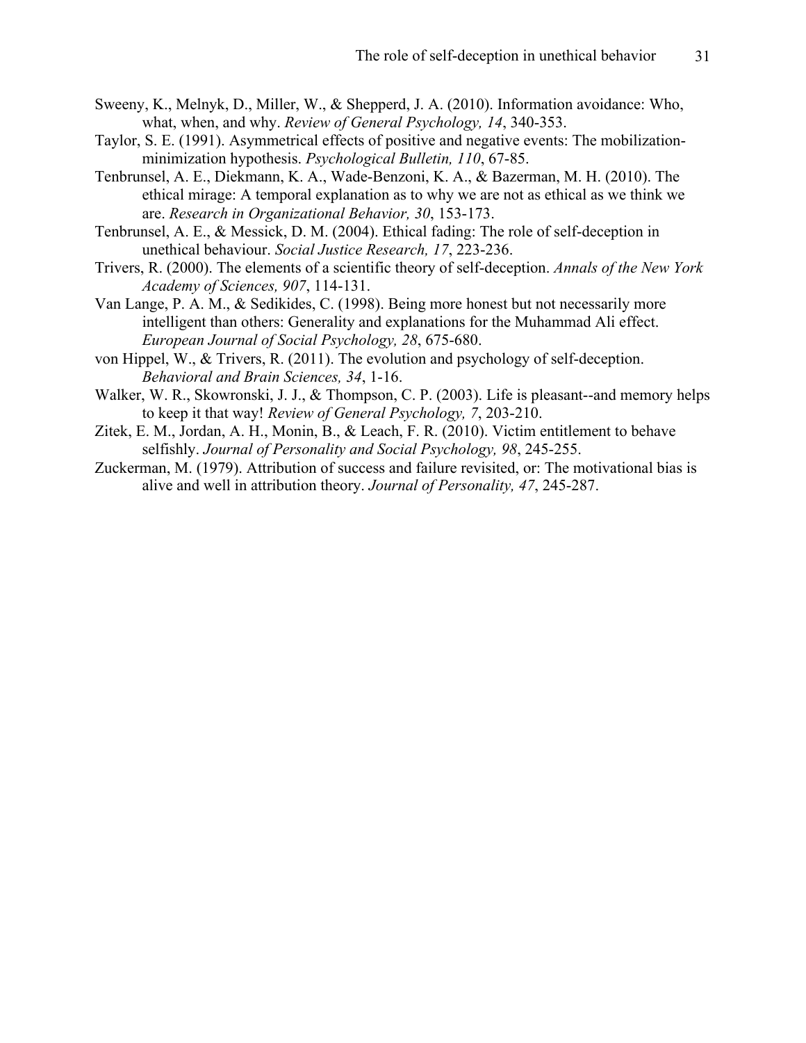Sweeny, K., Melnyk, D., Miller, W., & Shepperd, J. A. (2010). Information avoidance: Who, what, when, and why. *Review of General Psychology, 14*, 340-353.

Taylor, S. E. (1991). Asymmetrical effects of positive and negative events: The mobilization-minimization hypothesis. *Psychological Bulletin, 110*, 67-85.

Tenbrunsel, A. E., Diekmann, K. A., Wade-Benzoni, K. A., & Bazerman, M. H. (2010). The ethical mirage: A temporal explanation as to why we are not as ethical as we think we are. *Research in Organizational Behavior, 30*, 153-173.

Tenbrunsel, A. E., & Messick, D. M. (2004). Ethical fading: The role of self-deception in unethical behaviour. *Social Justice Research, 17*, 223-236.

Trivers, R. (2000). The elements of a scientific theory of self-deception. *Annals of the New York Academy of Sciences, 907*, 114-131.

Van Lange, P. A. M., & Sedikides, C. (1998). Being more honest but not necessarily more intelligent than others: Generality and explanations for the Muhammad Ali effect. *European Journal of Social Psychology, 28*, 675-680.

von Hippel, W., & Trivers, R. (2011). The evolution and psychology of self-deception. *Behavioral and Brain Sciences, 34*, 1-16.

Walker, W. R., Skowronski, J. J., & Thompson, C. P. (2003). Life is pleasant--and memory helps to keep it that way! *Review of General Psychology, 7*, 203-210.

Zitek, E. M., Jordan, A. H., Monin, B., & Leach, F. R. (2010). Victim entitlement to behave selfishly. *Journal of Personality and Social Psychology, 98*, 245-255.

Zuckerman, M. (1979). Attribution of success and failure revisited, or: The motivational bias is alive and well in attribution theory. *Journal of Personality, 47*, 245-287.